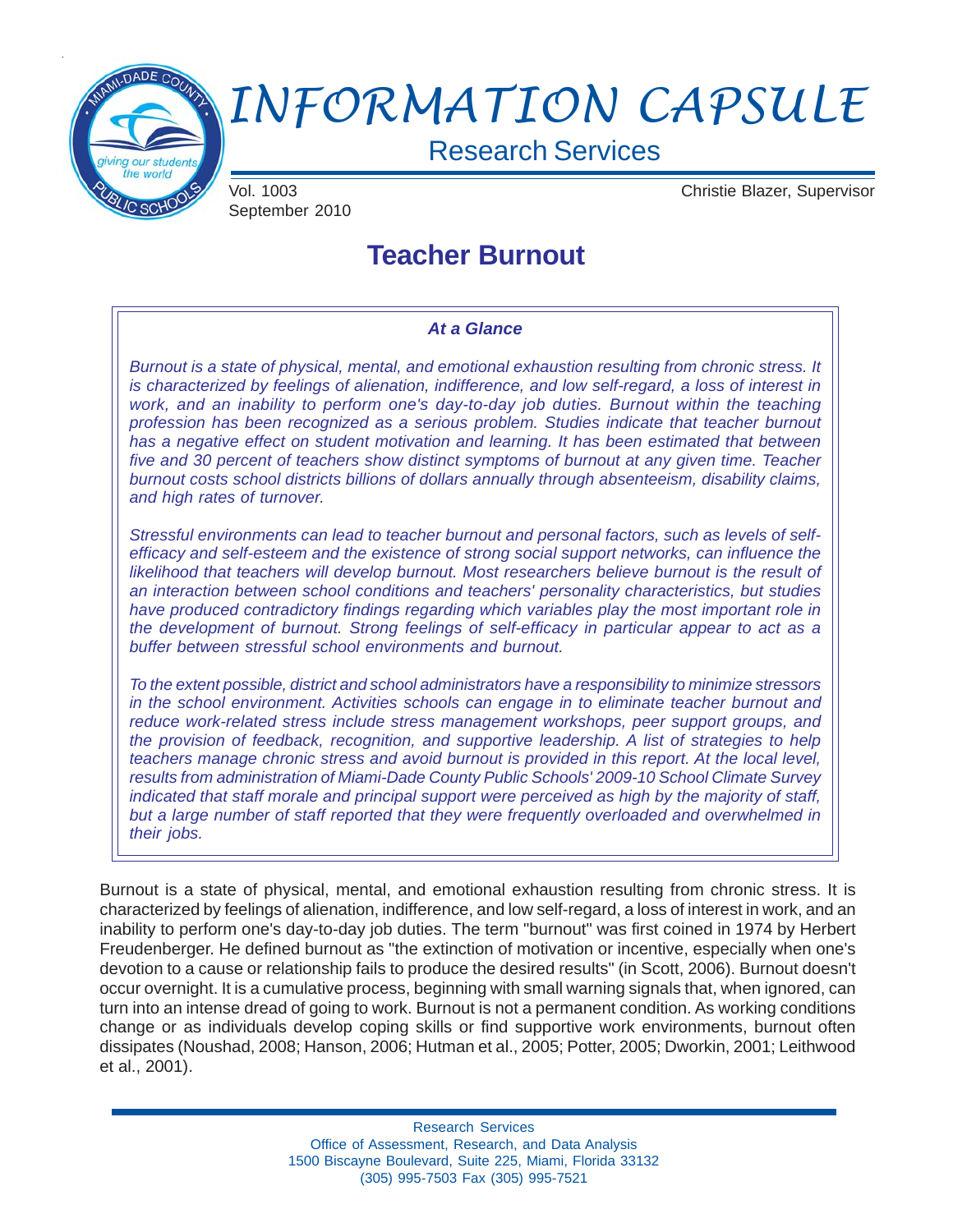# INFORMATION CAPSULE

Research Services

Vol. 1003
September 2010

Christie Blazer, Supervisor

## Teacher Burnout

***At a Glance***

*Burnout is a state of physical, mental, and emotional exhaustion resulting from chronic stress. It is characterized by feelings of alienation, indifference, and low self-regard, a loss of interest in work, and an inability to perform one's day-to-day job duties. Burnout within the teaching profession has been recognized as a serious problem. Studies indicate that teacher burnout has a negative effect on student motivation and learning. It has been estimated that between five and 30 percent of teachers show distinct symptoms of burnout at any given time. Teacher burnout costs school districts billions of dollars annually through absenteeism, disability claims, and high rates of turnover.*

*Stressful environments can lead to teacher burnout and personal factors, such as levels of self-efficacy and self-esteem and the existence of strong social support networks, can influence the likelihood that teachers will develop burnout. Most researchers believe burnout is the result of an interaction between school conditions and teachers' personality characteristics, but studies have produced contradictory findings regarding which variables play the most important role in the development of burnout. Strong feelings of self-efficacy in particular appear to act as a buffer between stressful school environments and burnout.*

*To the extent possible, district and school administrators have a responsibility to minimize stressors in the school environment. Activities schools can engage in to eliminate teacher burnout and reduce work-related stress include stress management workshops, peer support groups, and the provision of feedback, recognition, and supportive leadership. A list of strategies to help teachers manage chronic stress and avoid burnout is provided in this report. At the local level, results from administration of Miami-Dade County Public Schools' 2009-10 School Climate Survey indicated that staff morale and principal support were perceived as high by the majority of staff, but a large number of staff reported that they were frequently overloaded and overwhelmed in their jobs.*

Burnout is a state of physical, mental, and emotional exhaustion resulting from chronic stress. It is characterized by feelings of alienation, indifference, and low self-regard, a loss of interest in work, and an inability to perform one's day-to-day job duties. The term "burnout" was first coined in 1974 by Herbert Freudenberger. He defined burnout as "the extinction of motivation or incentive, especially when one's devotion to a cause or relationship fails to produce the desired results" (in Scott, 2006). Burnout doesn't occur overnight. It is a cumulative process, beginning with small warning signals that, when ignored, can turn into an intense dread of going to work. Burnout is not a permanent condition. As working conditions change or as individuals develop coping skills or find supportive work environments, burnout often dissipates (Noushad, 2008; Hanson, 2006; Hutman et al., 2005; Potter, 2005; Dworkin, 2001; Leithwood et al., 2001).

Research Services
Office of Assessment, Research, and Data Analysis
1500 Biscayne Boulevard, Suite 225, Miami, Florida 33132
(305) 995-7503 Fax (305) 995-7521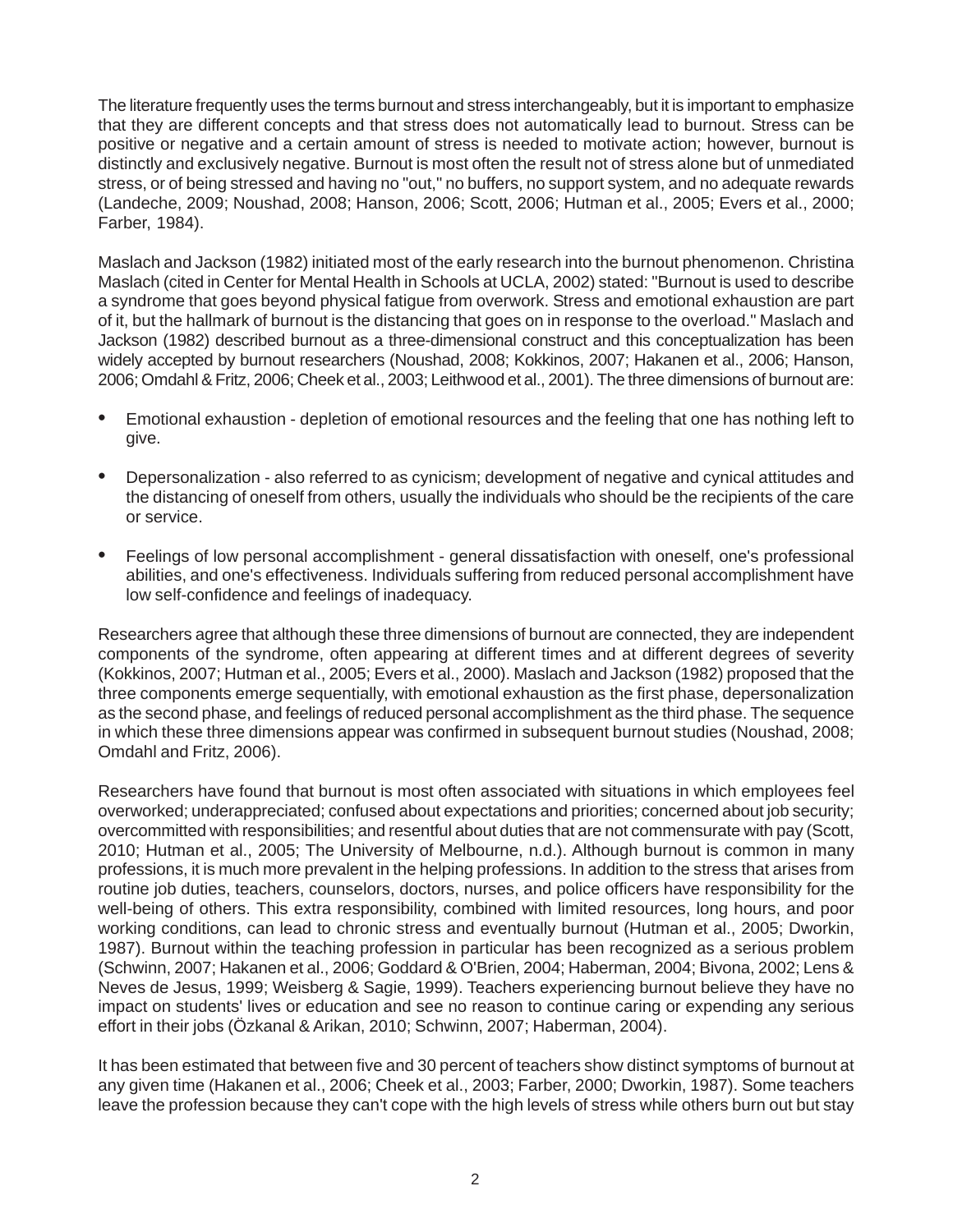The literature frequently uses the terms burnout and stress interchangeably, but it is important to emphasize that they are different concepts and that stress does not automatically lead to burnout. Stress can be positive or negative and a certain amount of stress is needed to motivate action; however, burnout is distinctly and exclusively negative. Burnout is most often the result not of stress alone but of unmediated stress, or of being stressed and having no "out," no buffers, no support system, and no adequate rewards (Landeche, 2009; Noushad, 2008; Hanson, 2006; Scott, 2006; Hutman et al., 2005; Evers et al., 2000; Farber, 1984).

Maslach and Jackson (1982) initiated most of the early research into the burnout phenomenon. Christina Maslach (cited in Center for Mental Health in Schools at UCLA, 2002) stated: "Burnout is used to describe a syndrome that goes beyond physical fatigue from overwork. Stress and emotional exhaustion are part of it, but the hallmark of burnout is the distancing that goes on in response to the overload." Maslach and Jackson (1982) described burnout as a three-dimensional construct and this conceptualization has been widely accepted by burnout researchers (Noushad, 2008; Kokkinos, 2007; Hakanen et al., 2006; Hanson, 2006; Omdahl & Fritz, 2006; Cheek et al., 2003; Leithwood et al., 2001). The three dimensions of burnout are:

- Emotional exhaustion - depletion of emotional resources and the feeling that one has nothing left to give.
- Depersonalization - also referred to as cynicism; development of negative and cynical attitudes and the distancing of oneself from others, usually the individuals who should be the recipients of the care or service.
- Feelings of low personal accomplishment - general dissatisfaction with oneself, one's professional abilities, and one's effectiveness. Individuals suffering from reduced personal accomplishment have low self-confidence and feelings of inadequacy.

Researchers agree that although these three dimensions of burnout are connected, they are independent components of the syndrome, often appearing at different times and at different degrees of severity (Kokkinos, 2007; Hutman et al., 2005; Evers et al., 2000). Maslach and Jackson (1982) proposed that the three components emerge sequentially, with emotional exhaustion as the first phase, depersonalization as the second phase, and feelings of reduced personal accomplishment as the third phase. The sequence in which these three dimensions appear was confirmed in subsequent burnout studies (Noushad, 2008; Omdahl and Fritz, 2006).

Researchers have found that burnout is most often associated with situations in which employees feel overworked; underappreciated; confused about expectations and priorities; concerned about job security; overcommitted with responsibilities; and resentful about duties that are not commensurate with pay (Scott, 2010; Hutman et al., 2005; The University of Melbourne, n.d.). Although burnout is common in many professions, it is much more prevalent in the helping professions. In addition to the stress that arises from routine job duties, teachers, counselors, doctors, nurses, and police officers have responsibility for the well-being of others. This extra responsibility, combined with limited resources, long hours, and poor working conditions, can lead to chronic stress and eventually burnout (Hutman et al., 2005; Dworkin, 1987). Burnout within the teaching profession in particular has been recognized as a serious problem (Schwinn, 2007; Hakanen et al., 2006; Goddard & O'Brien, 2004; Haberman, 2004; Bivona, 2002; Lens & Neves de Jesus, 1999; Weisberg & Sagie, 1999). Teachers experiencing burnout believe they have no impact on students' lives or education and see no reason to continue caring or expending any serious effort in their jobs (Özkanal & Arikan, 2010; Schwinn, 2007; Haberman, 2004).

It has been estimated that between five and 30 percent of teachers show distinct symptoms of burnout at any given time (Hakanen et al., 2006; Cheek et al., 2003; Farber, 2000; Dworkin, 1987). Some teachers leave the profession because they can't cope with the high levels of stress while others burn out but stay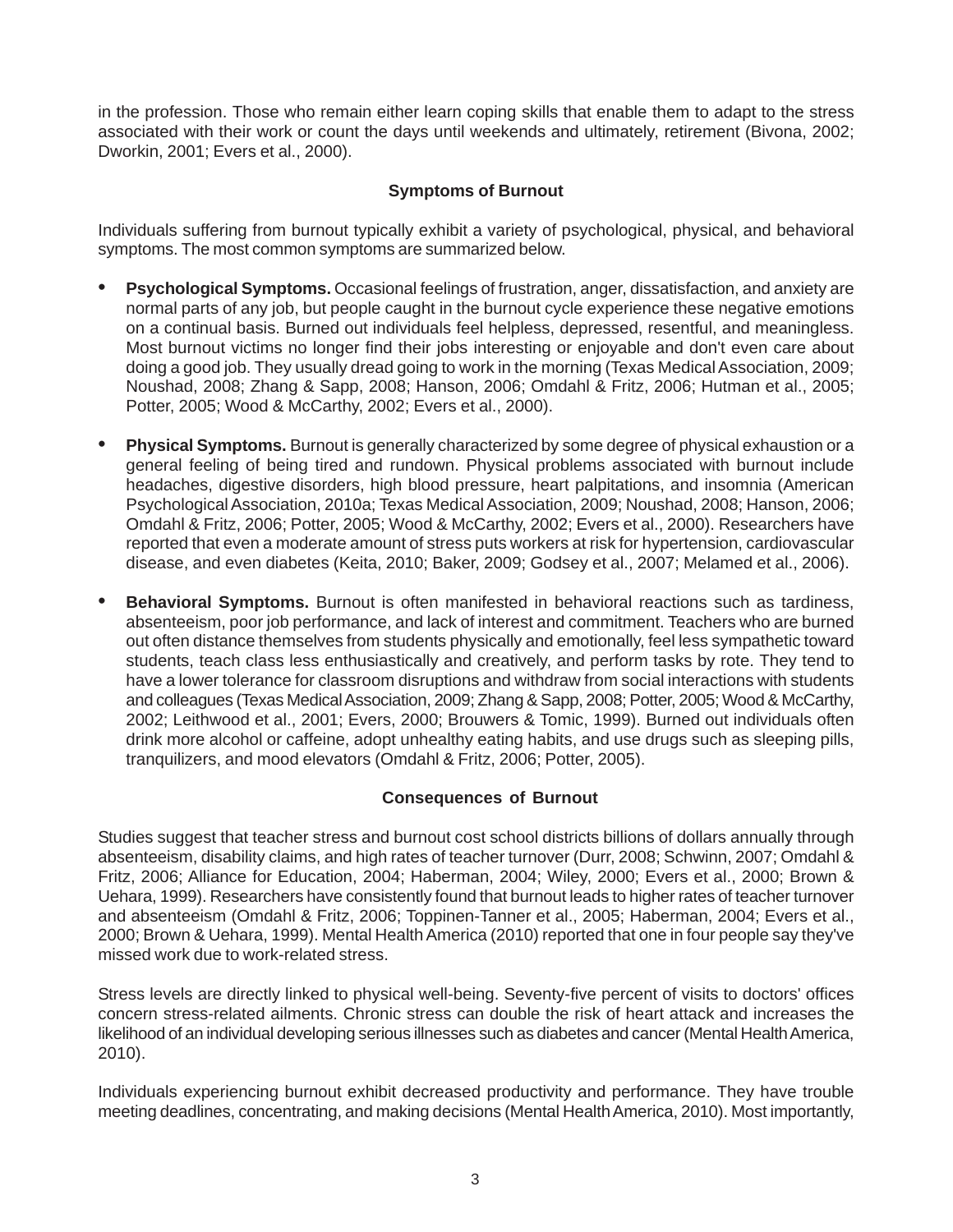in the profession. Those who remain either learn coping skills that enable them to adapt to the stress associated with their work or count the days until weekends and ultimately, retirement (Bivona, 2002; Dworkin, 2001; Evers et al., 2000).

### Symptoms of Burnout

Individuals suffering from burnout typically exhibit a variety of psychological, physical, and behavioral symptoms. The most common symptoms are summarized below.

- **Psychological Symptoms.** Occasional feelings of frustration, anger, dissatisfaction, and anxiety are normal parts of any job, but people caught in the burnout cycle experience these negative emotions on a continual basis. Burned out individuals feel helpless, depressed, resentful, and meaningless. Most burnout victims no longer find their jobs interesting or enjoyable and don't even care about doing a good job. They usually dread going to work in the morning (Texas Medical Association, 2009; Noushad, 2008; Zhang & Sapp, 2008; Hanson, 2006; Omdahl & Fritz, 2006; Hutman et al., 2005; Potter, 2005; Wood & McCarthy, 2002; Evers et al., 2000).

- **Physical Symptoms.** Burnout is generally characterized by some degree of physical exhaustion or a general feeling of being tired and rundown. Physical problems associated with burnout include headaches, digestive disorders, high blood pressure, heart palpitations, and insomnia (American Psychological Association, 2010a; Texas Medical Association, 2009; Noushad, 2008; Hanson, 2006; Omdahl & Fritz, 2006; Potter, 2005; Wood & McCarthy, 2002; Evers et al., 2000). Researchers have reported that even a moderate amount of stress puts workers at risk for hypertension, cardiovascular disease, and even diabetes (Keita, 2010; Baker, 2009; Godsey et al., 2007; Melamed et al., 2006).

- **Behavioral Symptoms.** Burnout is often manifested in behavioral reactions such as tardiness, absenteeism, poor job performance, and lack of interest and commitment. Teachers who are burned out often distance themselves from students physically and emotionally, feel less sympathetic toward students, teach class less enthusiastically and creatively, and perform tasks by rote. They tend to have a lower tolerance for classroom disruptions and withdraw from social interactions with students and colleagues (Texas Medical Association, 2009; Zhang & Sapp, 2008; Potter, 2005; Wood & McCarthy, 2002; Leithwood et al., 2001; Evers, 2000; Brouwers & Tomic, 1999). Burned out individuals often drink more alcohol or caffeine, adopt unhealthy eating habits, and use drugs such as sleeping pills, tranquilizers, and mood elevators (Omdahl & Fritz, 2006; Potter, 2005).

### Consequences of Burnout

Studies suggest that teacher stress and burnout cost school districts billions of dollars annually through absenteeism, disability claims, and high rates of teacher turnover (Durr, 2008; Schwinn, 2007; Omdahl & Fritz, 2006; Alliance for Education, 2004; Haberman, 2004; Wiley, 2000; Evers et al., 2000; Brown & Uehara, 1999). Researchers have consistently found that burnout leads to higher rates of teacher turnover and absenteeism (Omdahl & Fritz, 2006; Toppinen-Tanner et al., 2005; Haberman, 2004; Evers et al., 2000; Brown & Uehara, 1999). Mental Health America (2010) reported that one in four people say they've missed work due to work-related stress.

Stress levels are directly linked to physical well-being. Seventy-five percent of visits to doctors' offices concern stress-related ailments. Chronic stress can double the risk of heart attack and increases the likelihood of an individual developing serious illnesses such as diabetes and cancer (Mental Health America, 2010).

Individuals experiencing burnout exhibit decreased productivity and performance. They have trouble meeting deadlines, concentrating, and making decisions (Mental Health America, 2010). Most importantly,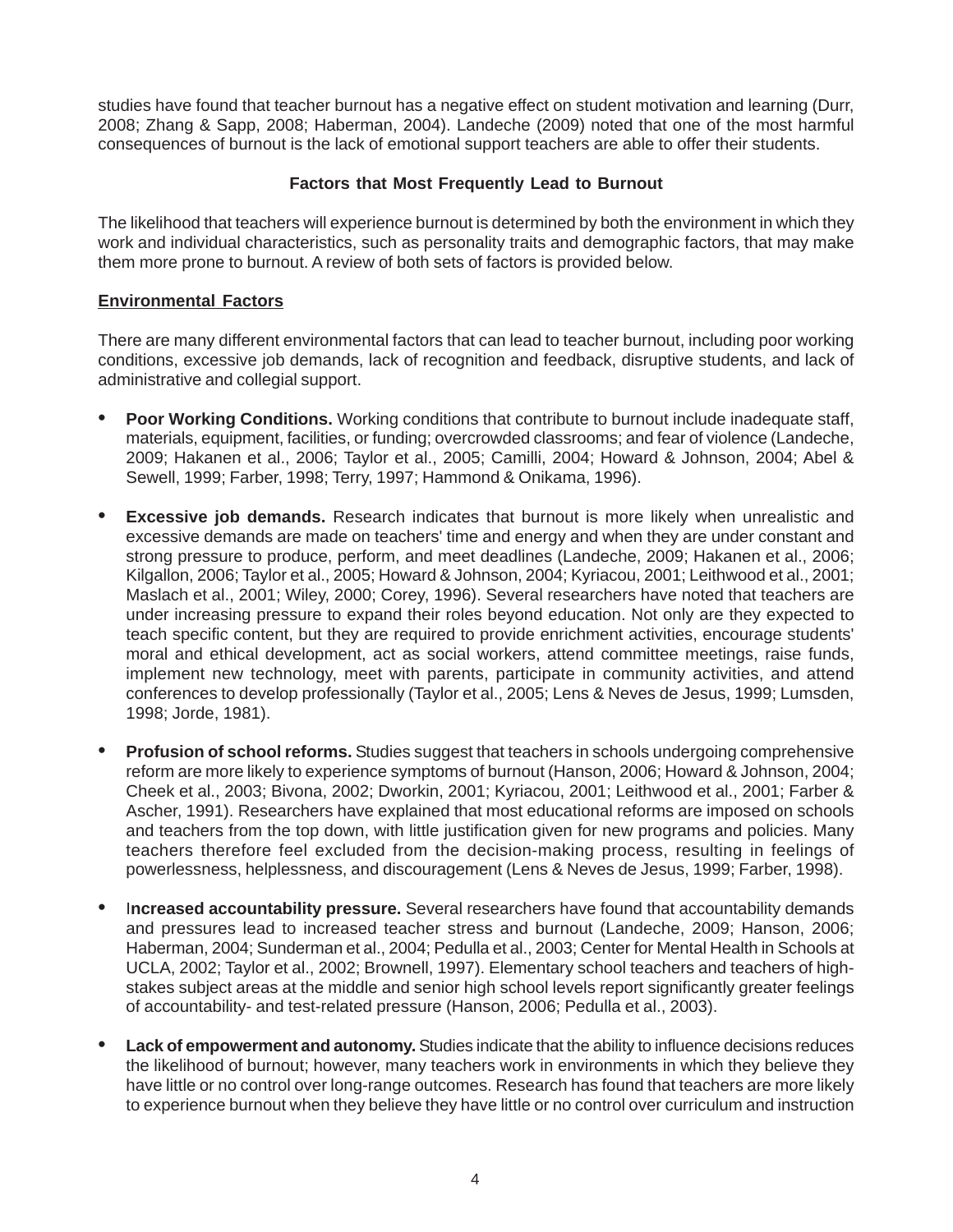studies have found that teacher burnout has a negative effect on student motivation and learning (Durr, 2008; Zhang & Sapp, 2008; Haberman, 2004). Landeche (2009) noted that one of the most harmful consequences of burnout is the lack of emotional support teachers are able to offer their students.

### Factors that Most Frequently Lead to Burnout

The likelihood that teachers will experience burnout is determined by both the environment in which they work and individual characteristics, such as personality traits and demographic factors, that may make them more prone to burnout. A review of both sets of factors is provided below.

#### Environmental Factors

There are many different environmental factors that can lead to teacher burnout, including poor working conditions, excessive job demands, lack of recognition and feedback, disruptive students, and lack of administrative and collegial support.

- **Poor Working Conditions.** Working conditions that contribute to burnout include inadequate staff, materials, equipment, facilities, or funding; overcrowded classrooms; and fear of violence (Landeche, 2009; Hakanen et al., 2006; Taylor et al., 2005; Camilli, 2004; Howard & Johnson, 2004; Abel & Sewell, 1999; Farber, 1998; Terry, 1997; Hammond & Onikama, 1996).

- **Excessive job demands.** Research indicates that burnout is more likely when unrealistic and excessive demands are made on teachers' time and energy and when they are under constant and strong pressure to produce, perform, and meet deadlines (Landeche, 2009; Hakanen et al., 2006; Kilgallon, 2006; Taylor et al., 2005; Howard & Johnson, 2004; Kyriacou, 2001; Leithwood et al., 2001; Maslach et al., 2001; Wiley, 2000; Corey, 1996). Several researchers have noted that teachers are under increasing pressure to expand their roles beyond education. Not only are they expected to teach specific content, but they are required to provide enrichment activities, encourage students' moral and ethical development, act as social workers, attend committee meetings, raise funds, implement new technology, meet with parents, participate in community activities, and attend conferences to develop professionally (Taylor et al., 2005; Lens & Neves de Jesus, 1999; Lumsden, 1998; Jorde, 1981).

- **Profusion of school reforms.** Studies suggest that teachers in schools undergoing comprehensive reform are more likely to experience symptoms of burnout (Hanson, 2006; Howard & Johnson, 2004; Cheek et al., 2003; Bivona, 2002; Dworkin, 2001; Kyriacou, 2001; Leithwood et al., 2001; Farber & Ascher, 1991). Researchers have explained that most educational reforms are imposed on schools and teachers from the top down, with little justification given for new programs and policies. Many teachers therefore feel excluded from the decision-making process, resulting in feelings of powerlessness, helplessness, and discouragement (Lens & Neves de Jesus, 1999; Farber, 1998).

- I**ncreased accountability pressure.** Several researchers have found that accountability demands and pressures lead to increased teacher stress and burnout (Landeche, 2009; Hanson, 2006; Haberman, 2004; Sunderman et al., 2004; Pedulla et al., 2003; Center for Mental Health in Schools at UCLA, 2002; Taylor et al., 2002; Brownell, 1997). Elementary school teachers and teachers of high-stakes subject areas at the middle and senior high school levels report significantly greater feelings of accountability- and test-related pressure (Hanson, 2006; Pedulla et al., 2003).

- **Lack of empowerment and autonomy.** Studies indicate that the ability to influence decisions reduces the likelihood of burnout; however, many teachers work in environments in which they believe they have little or no control over long-range outcomes. Research has found that teachers are more likely to experience burnout when they believe they have little or no control over curriculum and instruction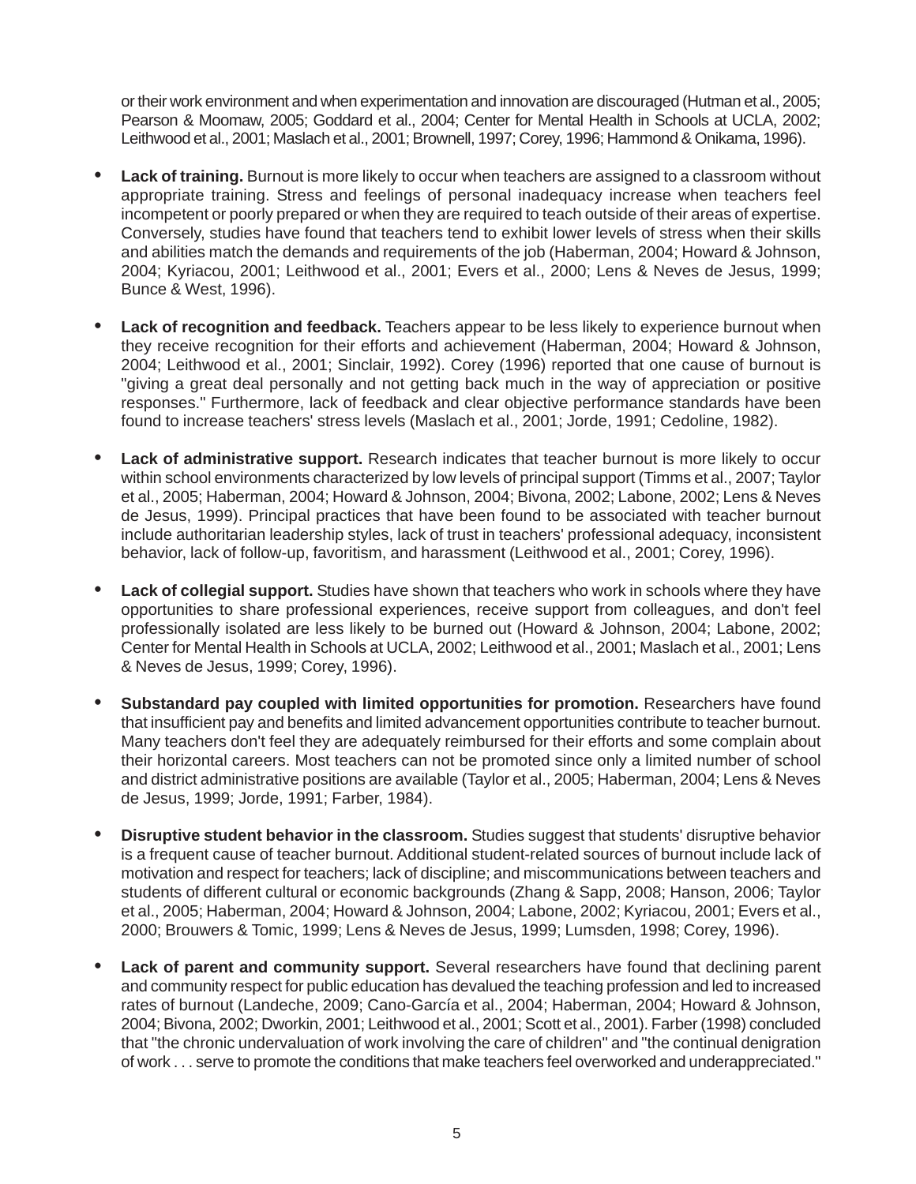or their work environment and when experimentation and innovation are discouraged (Hutman et al., 2005; Pearson & Moomaw, 2005; Goddard et al., 2004; Center for Mental Health in Schools at UCLA, 2002; Leithwood et al., 2001; Maslach et al., 2001; Brownell, 1997; Corey, 1996; Hammond & Onikama, 1996).

- **Lack of training.** Burnout is more likely to occur when teachers are assigned to a classroom without appropriate training. Stress and feelings of personal inadequacy increase when teachers feel incompetent or poorly prepared or when they are required to teach outside of their areas of expertise. Conversely, studies have found that teachers tend to exhibit lower levels of stress when their skills and abilities match the demands and requirements of the job (Haberman, 2004; Howard & Johnson, 2004; Kyriacou, 2001; Leithwood et al., 2001; Evers et al., 2000; Lens & Neves de Jesus, 1999; Bunce & West, 1996).

- **Lack of recognition and feedback.** Teachers appear to be less likely to experience burnout when they receive recognition for their efforts and achievement (Haberman, 2004; Howard & Johnson, 2004; Leithwood et al., 2001; Sinclair, 1992). Corey (1996) reported that one cause of burnout is "giving a great deal personally and not getting back much in the way of appreciation or positive responses." Furthermore, lack of feedback and clear objective performance standards have been found to increase teachers' stress levels (Maslach et al., 2001; Jorde, 1991; Cedoline, 1982).

- **Lack of administrative support.** Research indicates that teacher burnout is more likely to occur within school environments characterized by low levels of principal support (Timms et al., 2007; Taylor et al., 2005; Haberman, 2004; Howard & Johnson, 2004; Bivona, 2002; Labone, 2002; Lens & Neves de Jesus, 1999). Principal practices that have been found to be associated with teacher burnout include authoritarian leadership styles, lack of trust in teachers' professional adequacy, inconsistent behavior, lack of follow-up, favoritism, and harassment (Leithwood et al., 2001; Corey, 1996).

- **Lack of collegial support.** Studies have shown that teachers who work in schools where they have opportunities to share professional experiences, receive support from colleagues, and don't feel professionally isolated are less likely to be burned out (Howard & Johnson, 2004; Labone, 2002; Center for Mental Health in Schools at UCLA, 2002; Leithwood et al., 2001; Maslach et al., 2001; Lens & Neves de Jesus, 1999; Corey, 1996).

- **Substandard pay coupled with limited opportunities for promotion.** Researchers have found that insufficient pay and benefits and limited advancement opportunities contribute to teacher burnout. Many teachers don't feel they are adequately reimbursed for their efforts and some complain about their horizontal careers. Most teachers can not be promoted since only a limited number of school and district administrative positions are available (Taylor et al., 2005; Haberman, 2004; Lens & Neves de Jesus, 1999; Jorde, 1991; Farber, 1984).

- **Disruptive student behavior in the classroom.** Studies suggest that students' disruptive behavior is a frequent cause of teacher burnout. Additional student-related sources of burnout include lack of motivation and respect for teachers; lack of discipline; and miscommunications between teachers and students of different cultural or economic backgrounds (Zhang & Sapp, 2008; Hanson, 2006; Taylor et al., 2005; Haberman, 2004; Howard & Johnson, 2004; Labone, 2002; Kyriacou, 2001; Evers et al., 2000; Brouwers & Tomic, 1999; Lens & Neves de Jesus, 1999; Lumsden, 1998; Corey, 1996).

- **Lack of parent and community support.** Several researchers have found that declining parent and community respect for public education has devalued the teaching profession and led to increased rates of burnout (Landeche, 2009; Cano-García et al., 2004; Haberman, 2004; Howard & Johnson, 2004; Bivona, 2002; Dworkin, 2001; Leithwood et al., 2001; Scott et al., 2001). Farber (1998) concluded that "the chronic undervaluation of work involving the care of children" and "the continual denigration of work . . . serve to promote the conditions that make teachers feel overworked and underappreciated."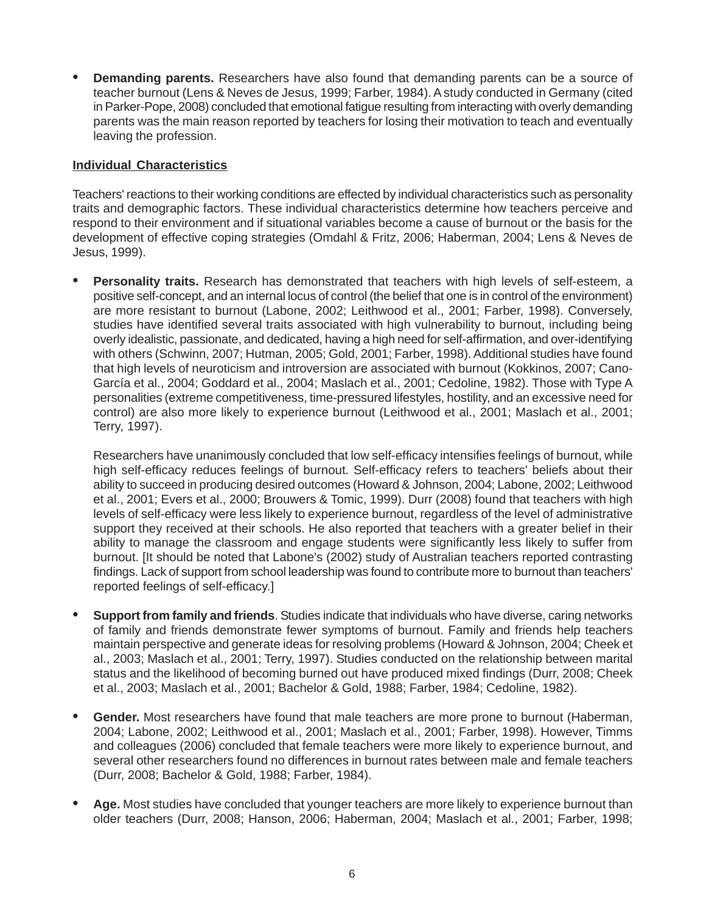- **Demanding parents.** Researchers have also found that demanding parents can be a source of teacher burnout (Lens & Neves de Jesus, 1999; Farber, 1984). A study conducted in Germany (cited in Parker-Pope, 2008) concluded that emotional fatigue resulting from interacting with overly demanding parents was the main reason reported by teachers for losing their motivation to teach and eventually leaving the profession.

**Individual Characteristics**

Teachers' reactions to their working conditions are effected by individual characteristics such as personality traits and demographic factors. These individual characteristics determine how teachers perceive and respond to their environment and if situational variables become a cause of burnout or the basis for the development of effective coping strategies (Omdahl & Fritz, 2006; Haberman, 2004; Lens & Neves de Jesus, 1999).

- **Personality traits.** Research has demonstrated that teachers with high levels of self-esteem, a positive self-concept, and an internal locus of control (the belief that one is in control of the environment) are more resistant to burnout (Labone, 2002; Leithwood et al., 2001; Farber, 1998). Conversely, studies have identified several traits associated with high vulnerability to burnout, including being overly idealistic, passionate, and dedicated, having a high need for self-affirmation, and over-identifying with others (Schwinn, 2007; Hutman, 2005; Gold, 2001; Farber, 1998). Additional studies have found that high levels of neuroticism and introversion are associated with burnout (Kokkinos, 2007; Cano-García et al., 2004; Goddard et al., 2004; Maslach et al., 2001; Cedoline, 1982). Those with Type A personalities (extreme competitiveness, time-pressured lifestyles, hostility, and an excessive need for control) are also more likely to experience burnout (Leithwood et al., 2001; Maslach et al., 2001; Terry, 1997).

  Researchers have unanimously concluded that low self-efficacy intensifies feelings of burnout, while high self-efficacy reduces feelings of burnout. Self-efficacy refers to teachers' beliefs about their ability to succeed in producing desired outcomes (Howard & Johnson, 2004; Labone, 2002; Leithwood et al., 2001; Evers et al., 2000; Brouwers & Tomic, 1999). Durr (2008) found that teachers with high levels of self-efficacy were less likely to experience burnout, regardless of the level of administrative support they received at their schools. He also reported that teachers with a greater belief in their ability to manage the classroom and engage students were significantly less likely to suffer from burnout. [It should be noted that Labone's (2002) study of Australian teachers reported contrasting findings. Lack of support from school leadership was found to contribute more to burnout than teachers' reported feelings of self-efficacy.]

- **Support from family and friends**. Studies indicate that individuals who have diverse, caring networks of family and friends demonstrate fewer symptoms of burnout. Family and friends help teachers maintain perspective and generate ideas for resolving problems (Howard & Johnson, 2004; Cheek et al., 2003; Maslach et al., 2001; Terry, 1997). Studies conducted on the relationship between marital status and the likelihood of becoming burned out have produced mixed findings (Durr, 2008; Cheek et al., 2003; Maslach et al., 2001; Bachelor & Gold, 1988; Farber, 1984; Cedoline, 1982).

- **Gender.** Most researchers have found that male teachers are more prone to burnout (Haberman, 2004; Labone, 2002; Leithwood et al., 2001; Maslach et al., 2001; Farber, 1998). However, Timms and colleagues (2006) concluded that female teachers were more likely to experience burnout, and several other researchers found no differences in burnout rates between male and female teachers (Durr, 2008; Bachelor & Gold, 1988; Farber, 1984).

- **Age.** Most studies have concluded that younger teachers are more likely to experience burnout than older teachers (Durr, 2008; Hanson, 2006; Haberman, 2004; Maslach et al., 2001; Farber, 1998;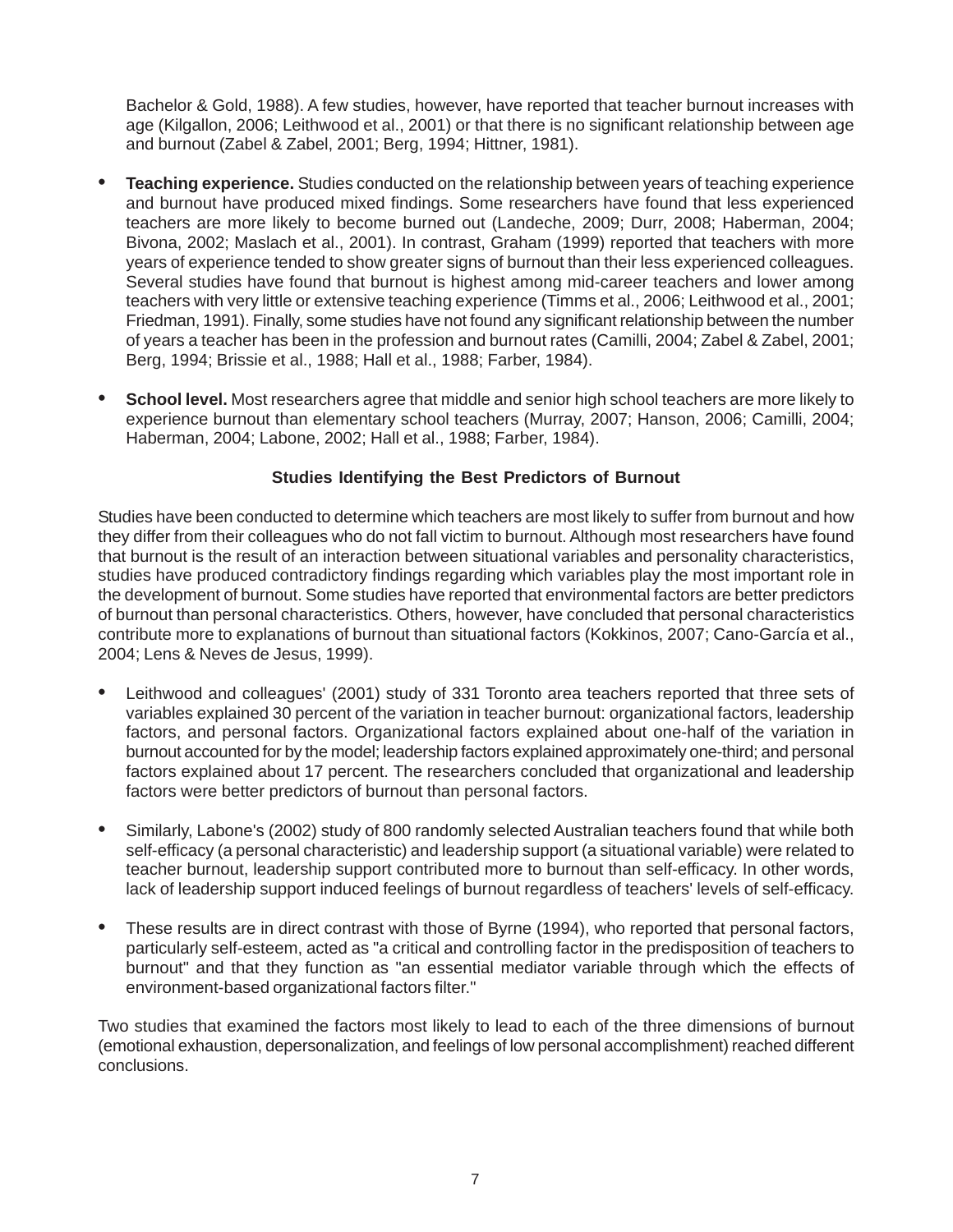Bachelor & Gold, 1988). A few studies, however, have reported that teacher burnout increases with age (Kilgallon, 2006; Leithwood et al., 2001) or that there is no significant relationship between age and burnout (Zabel & Zabel, 2001; Berg, 1994; Hittner, 1981).

- **Teaching experience.** Studies conducted on the relationship between years of teaching experience and burnout have produced mixed findings. Some researchers have found that less experienced teachers are more likely to become burned out (Landeche, 2009; Durr, 2008; Haberman, 2004; Bivona, 2002; Maslach et al., 2001). In contrast, Graham (1999) reported that teachers with more years of experience tended to show greater signs of burnout than their less experienced colleagues. Several studies have found that burnout is highest among mid-career teachers and lower among teachers with very little or extensive teaching experience (Timms et al., 2006; Leithwood et al., 2001; Friedman, 1991). Finally, some studies have not found any significant relationship between the number of years a teacher has been in the profession and burnout rates (Camilli, 2004; Zabel & Zabel, 2001; Berg, 1994; Brissie et al., 1988; Hall et al., 1988; Farber, 1984).

- **School level.** Most researchers agree that middle and senior high school teachers are more likely to experience burnout than elementary school teachers (Murray, 2007; Hanson, 2006; Camilli, 2004; Haberman, 2004; Labone, 2002; Hall et al., 1988; Farber, 1984).

## Studies Identifying the Best Predictors of Burnout

Studies have been conducted to determine which teachers are most likely to suffer from burnout and how they differ from their colleagues who do not fall victim to burnout. Although most researchers have found that burnout is the result of an interaction between situational variables and personality characteristics, studies have produced contradictory findings regarding which variables play the most important role in the development of burnout. Some studies have reported that environmental factors are better predictors of burnout than personal characteristics. Others, however, have concluded that personal characteristics contribute more to explanations of burnout than situational factors (Kokkinos, 2007; Cano-García et al., 2004; Lens & Neves de Jesus, 1999).

- Leithwood and colleagues' (2001) study of 331 Toronto area teachers reported that three sets of variables explained 30 percent of the variation in teacher burnout: organizational factors, leadership factors, and personal factors. Organizational factors explained about one-half of the variation in burnout accounted for by the model; leadership factors explained approximately one-third; and personal factors explained about 17 percent. The researchers concluded that organizational and leadership factors were better predictors of burnout than personal factors.

- Similarly, Labone's (2002) study of 800 randomly selected Australian teachers found that while both self-efficacy (a personal characteristic) and leadership support (a situational variable) were related to teacher burnout, leadership support contributed more to burnout than self-efficacy. In other words, lack of leadership support induced feelings of burnout regardless of teachers' levels of self-efficacy.

- These results are in direct contrast with those of Byrne (1994), who reported that personal factors, particularly self-esteem, acted as "a critical and controlling factor in the predisposition of teachers to burnout" and that they function as "an essential mediator variable through which the effects of environment-based organizational factors filter."

Two studies that examined the factors most likely to lead to each of the three dimensions of burnout (emotional exhaustion, depersonalization, and feelings of low personal accomplishment) reached different conclusions.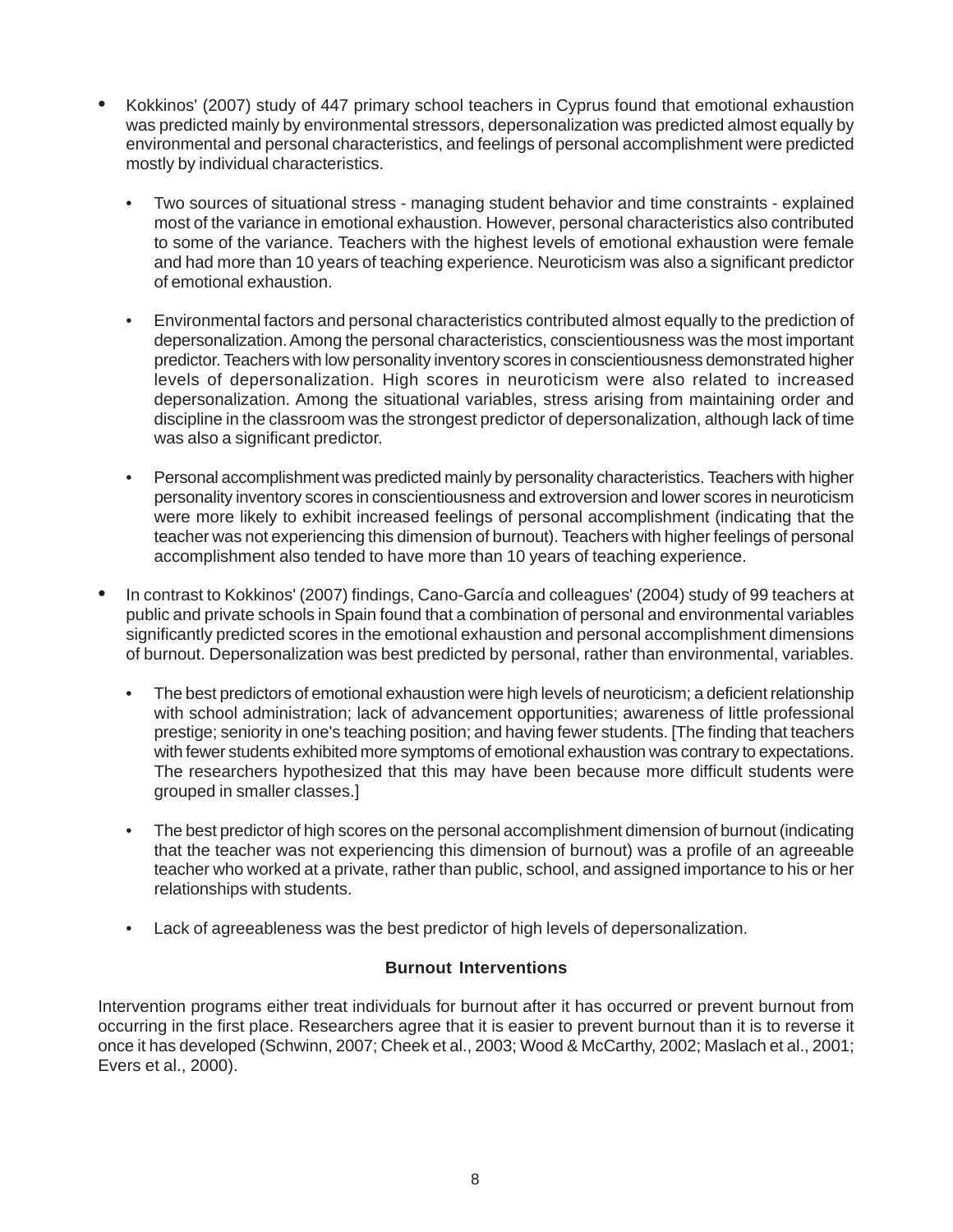- Kokkinos' (2007) study of 447 primary school teachers in Cyprus found that emotional exhaustion was predicted mainly by environmental stressors, depersonalization was predicted almost equally by environmental and personal characteristics, and feelings of personal accomplishment were predicted mostly by individual characteristics.

    - Two sources of situational stress - managing student behavior and time constraints - explained most of the variance in emotional exhaustion. However, personal characteristics also contributed to some of the variance. Teachers with the highest levels of emotional exhaustion were female and had more than 10 years of teaching experience. Neuroticism was also a significant predictor of emotional exhaustion.

    - Environmental factors and personal characteristics contributed almost equally to the prediction of depersonalization. Among the personal characteristics, conscientiousness was the most important predictor. Teachers with low personality inventory scores in conscientiousness demonstrated higher levels of depersonalization. High scores in neuroticism were also related to increased depersonalization. Among the situational variables, stress arising from maintaining order and discipline in the classroom was the strongest predictor of depersonalization, although lack of time was also a significant predictor.

    - Personal accomplishment was predicted mainly by personality characteristics. Teachers with higher personality inventory scores in conscientiousness and extroversion and lower scores in neuroticism were more likely to exhibit increased feelings of personal accomplishment (indicating that the teacher was not experiencing this dimension of burnout). Teachers with higher feelings of personal accomplishment also tended to have more than 10 years of teaching experience.

- In contrast to Kokkinos' (2007) findings, Cano-García and colleagues' (2004) study of 99 teachers at public and private schools in Spain found that a combination of personal and environmental variables significantly predicted scores in the emotional exhaustion and personal accomplishment dimensions of burnout. Depersonalization was best predicted by personal, rather than environmental, variables.

    - The best predictors of emotional exhaustion were high levels of neuroticism; a deficient relationship with school administration; lack of advancement opportunities; awareness of little professional prestige; seniority in one's teaching position; and having fewer students. [The finding that teachers with fewer students exhibited more symptoms of emotional exhaustion was contrary to expectations. The researchers hypothesized that this may have been because more difficult students were grouped in smaller classes.]

    - The best predictor of high scores on the personal accomplishment dimension of burnout (indicating that the teacher was not experiencing this dimension of burnout) was a profile of an agreeable teacher who worked at a private, rather than public, school, and assigned importance to his or her relationships with students.

    - Lack of agreeableness was the best predictor of high levels of depersonalization.

## Burnout Interventions

Intervention programs either treat individuals for burnout after it has occurred or prevent burnout from occurring in the first place. Researchers agree that it is easier to prevent burnout than it is to reverse it once it has developed (Schwinn, 2007; Cheek et al., 2003; Wood & McCarthy, 2002; Maslach et al., 2001; Evers et al., 2000).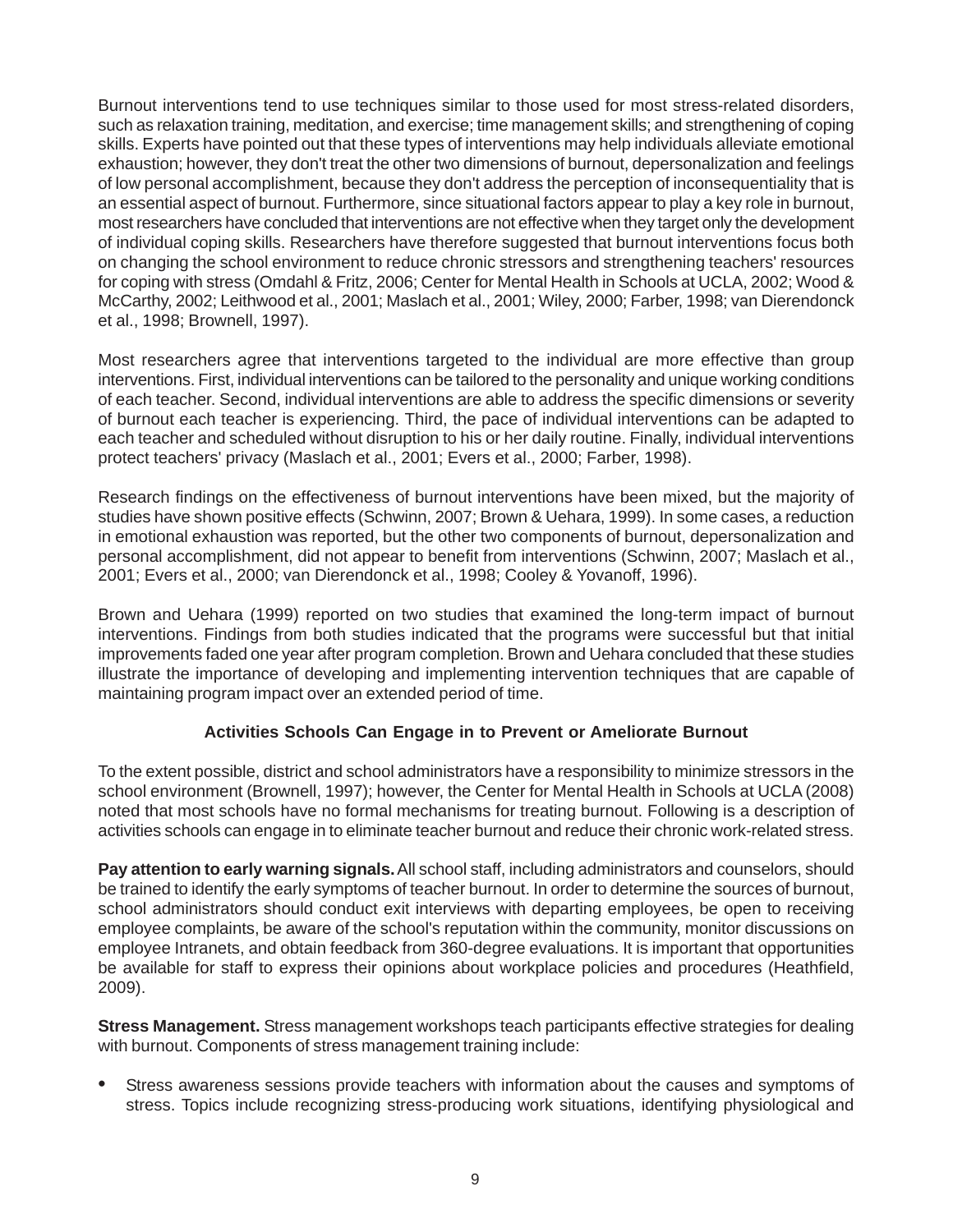Burnout interventions tend to use techniques similar to those used for most stress-related disorders, such as relaxation training, meditation, and exercise; time management skills; and strengthening of coping skills. Experts have pointed out that these types of interventions may help individuals alleviate emotional exhaustion; however, they don't treat the other two dimensions of burnout, depersonalization and feelings of low personal accomplishment, because they don't address the perception of inconsequentiality that is an essential aspect of burnout. Furthermore, since situational factors appear to play a key role in burnout, most researchers have concluded that interventions are not effective when they target only the development of individual coping skills. Researchers have therefore suggested that burnout interventions focus both on changing the school environment to reduce chronic stressors and strengthening teachers' resources for coping with stress (Omdahl & Fritz, 2006; Center for Mental Health in Schools at UCLA, 2002; Wood & McCarthy, 2002; Leithwood et al., 2001; Maslach et al., 2001; Wiley, 2000; Farber, 1998; van Dierendonck et al., 1998; Brownell, 1997).

Most researchers agree that interventions targeted to the individual are more effective than group interventions. First, individual interventions can be tailored to the personality and unique working conditions of each teacher. Second, individual interventions are able to address the specific dimensions or severity of burnout each teacher is experiencing. Third, the pace of individual interventions can be adapted to each teacher and scheduled without disruption to his or her daily routine. Finally, individual interventions protect teachers' privacy (Maslach et al., 2001; Evers et al., 2000; Farber, 1998).

Research findings on the effectiveness of burnout interventions have been mixed, but the majority of studies have shown positive effects (Schwinn, 2007; Brown & Uehara, 1999). In some cases, a reduction in emotional exhaustion was reported, but the other two components of burnout, depersonalization and personal accomplishment, did not appear to benefit from interventions (Schwinn, 2007; Maslach et al., 2001; Evers et al., 2000; van Dierendonck et al., 1998; Cooley & Yovanoff, 1996).

Brown and Uehara (1999) reported on two studies that examined the long-term impact of burnout interventions. Findings from both studies indicated that the programs were successful but that initial improvements faded one year after program completion. Brown and Uehara concluded that these studies illustrate the importance of developing and implementing intervention techniques that are capable of maintaining program impact over an extended period of time.

## Activities Schools Can Engage in to Prevent or Ameliorate Burnout

To the extent possible, district and school administrators have a responsibility to minimize stressors in the school environment (Brownell, 1997); however, the Center for Mental Health in Schools at UCLA (2008) noted that most schools have no formal mechanisms for treating burnout. Following is a description of activities schools can engage in to eliminate teacher burnout and reduce their chronic work-related stress.

**Pay attention to early warning signals.** All school staff, including administrators and counselors, should be trained to identify the early symptoms of teacher burnout. In order to determine the sources of burnout, school administrators should conduct exit interviews with departing employees, be open to receiving employee complaints, be aware of the school's reputation within the community, monitor discussions on employee Intranets, and obtain feedback from 360-degree evaluations. It is important that opportunities be available for staff to express their opinions about workplace policies and procedures (Heathfield, 2009).

**Stress Management.** Stress management workshops teach participants effective strategies for dealing with burnout. Components of stress management training include:

- Stress awareness sessions provide teachers with information about the causes and symptoms of stress. Topics include recognizing stress-producing work situations, identifying physiological and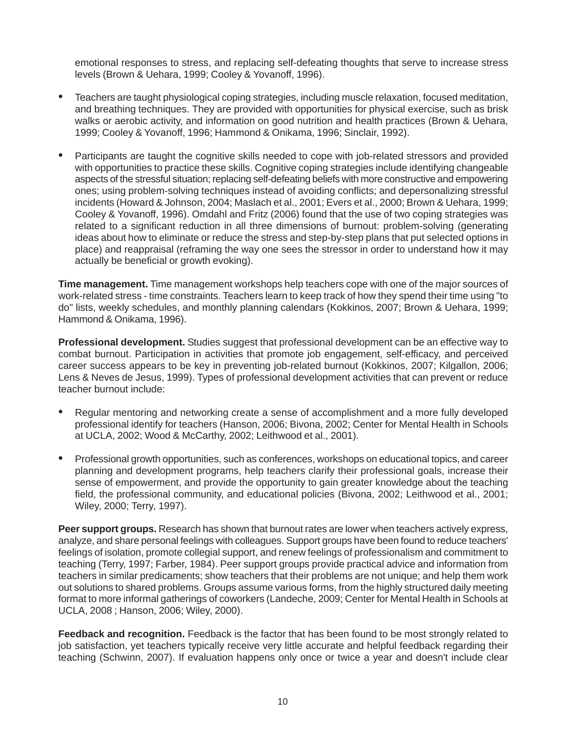emotional responses to stress, and replacing self-defeating thoughts that serve to increase stress levels (Brown & Uehara, 1999; Cooley & Yovanoff, 1996).

- Teachers are taught physiological coping strategies, including muscle relaxation, focused meditation, and breathing techniques. They are provided with opportunities for physical exercise, such as brisk walks or aerobic activity, and information on good nutrition and health practices (Brown & Uehara, 1999; Cooley & Yovanoff, 1996; Hammond & Onikama, 1996; Sinclair, 1992).

- Participants are taught the cognitive skills needed to cope with job-related stressors and provided with opportunities to practice these skills. Cognitive coping strategies include identifying changeable aspects of the stressful situation; replacing self-defeating beliefs with more constructive and empowering ones; using problem-solving techniques instead of avoiding conflicts; and depersonalizing stressful incidents (Howard & Johnson, 2004; Maslach et al., 2001; Evers et al., 2000; Brown & Uehara, 1999; Cooley & Yovanoff, 1996). Omdahl and Fritz (2006) found that the use of two coping strategies was related to a significant reduction in all three dimensions of burnout: problem-solving (generating ideas about how to eliminate or reduce the stress and step-by-step plans that put selected options in place) and reappraisal (reframing the way one sees the stressor in order to understand how it may actually be beneficial or growth evoking).

**Time management.** Time management workshops help teachers cope with one of the major sources of work-related stress - time constraints. Teachers learn to keep track of how they spend their time using "to do" lists, weekly schedules, and monthly planning calendars (Kokkinos, 2007; Brown & Uehara, 1999; Hammond & Onikama, 1996).

**Professional development.** Studies suggest that professional development can be an effective way to combat burnout. Participation in activities that promote job engagement, self-efficacy, and perceived career success appears to be key in preventing job-related burnout (Kokkinos, 2007; Kilgallon, 2006; Lens & Neves de Jesus, 1999). Types of professional development activities that can prevent or reduce teacher burnout include:

- Regular mentoring and networking create a sense of accomplishment and a more fully developed professional identify for teachers (Hanson, 2006; Bivona, 2002; Center for Mental Health in Schools at UCLA, 2002; Wood & McCarthy, 2002; Leithwood et al., 2001).

- Professional growth opportunities, such as conferences, workshops on educational topics, and career planning and development programs, help teachers clarify their professional goals, increase their sense of empowerment, and provide the opportunity to gain greater knowledge about the teaching field, the professional community, and educational policies (Bivona, 2002; Leithwood et al., 2001; Wiley, 2000; Terry, 1997).

**Peer support groups.** Research has shown that burnout rates are lower when teachers actively express, analyze, and share personal feelings with colleagues. Support groups have been found to reduce teachers' feelings of isolation, promote collegial support, and renew feelings of professionalism and commitment to teaching (Terry, 1997; Farber, 1984). Peer support groups provide practical advice and information from teachers in similar predicaments; show teachers that their problems are not unique; and help them work out solutions to shared problems. Groups assume various forms, from the highly structured daily meeting format to more informal gatherings of coworkers (Landeche, 2009; Center for Mental Health in Schools at UCLA, 2008 ; Hanson, 2006; Wiley, 2000).

**Feedback and recognition.** Feedback is the factor that has been found to be most strongly related to job satisfaction, yet teachers typically receive very little accurate and helpful feedback regarding their teaching (Schwinn, 2007). If evaluation happens only once or twice a year and doesn't include clear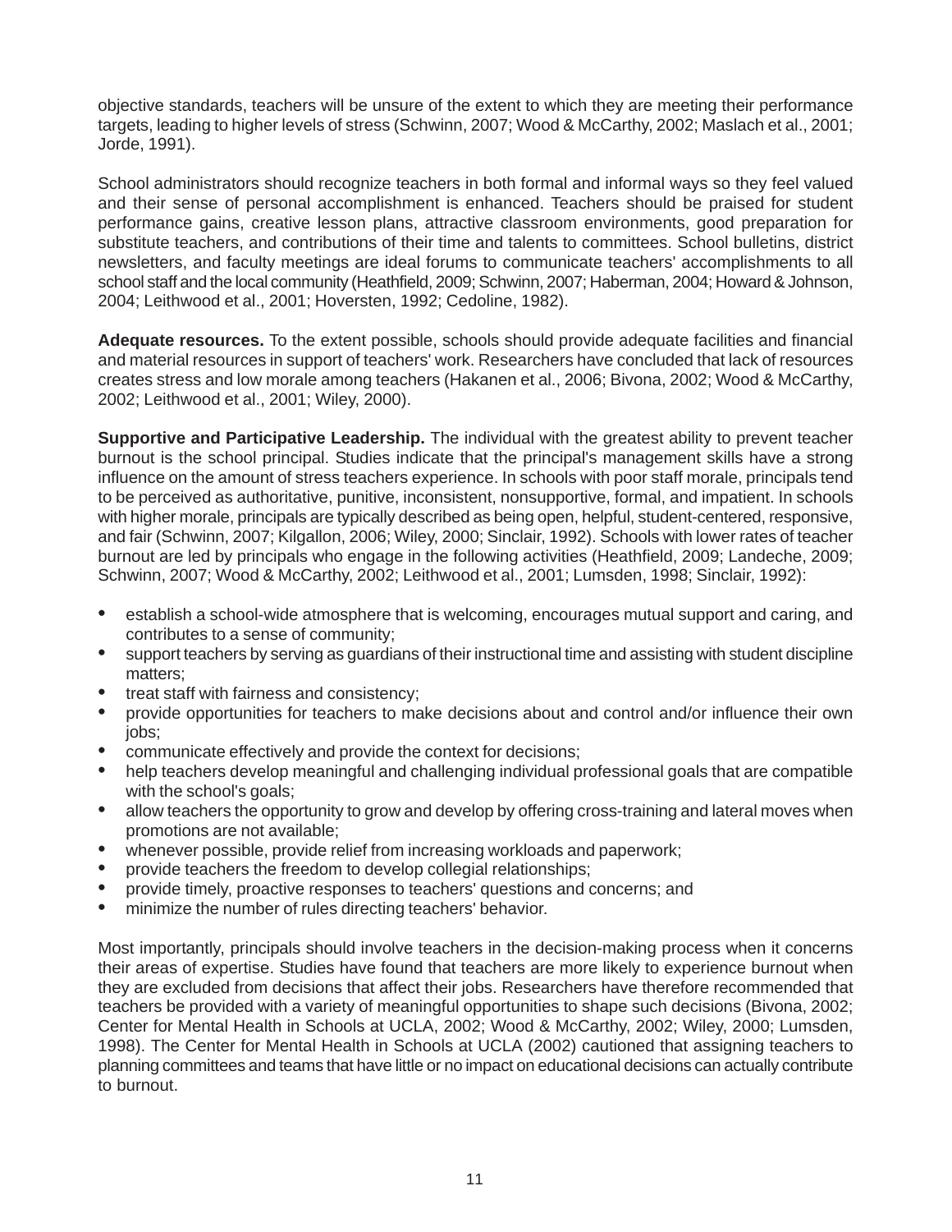objective standards, teachers will be unsure of the extent to which they are meeting their performance targets, leading to higher levels of stress (Schwinn, 2007; Wood & McCarthy, 2002; Maslach et al., 2001; Jorde, 1991).

School administrators should recognize teachers in both formal and informal ways so they feel valued and their sense of personal accomplishment is enhanced. Teachers should be praised for student performance gains, creative lesson plans, attractive classroom environments, good preparation for substitute teachers, and contributions of their time and talents to committees. School bulletins, district newsletters, and faculty meetings are ideal forums to communicate teachers' accomplishments to all school staff and the local community (Heathfield, 2009; Schwinn, 2007; Haberman, 2004; Howard & Johnson, 2004; Leithwood et al., 2001; Hoversten, 1992; Cedoline, 1982).

**Adequate resources.** To the extent possible, schools should provide adequate facilities and financial and material resources in support of teachers' work. Researchers have concluded that lack of resources creates stress and low morale among teachers (Hakanen et al., 2006; Bivona, 2002; Wood & McCarthy, 2002; Leithwood et al., 2001; Wiley, 2000).

**Supportive and Participative Leadership.** The individual with the greatest ability to prevent teacher burnout is the school principal. Studies indicate that the principal's management skills have a strong influence on the amount of stress teachers experience. In schools with poor staff morale, principals tend to be perceived as authoritative, punitive, inconsistent, nonsupportive, formal, and impatient. In schools with higher morale, principals are typically described as being open, helpful, student-centered, responsive, and fair (Schwinn, 2007; Kilgallon, 2006; Wiley, 2000; Sinclair, 1992). Schools with lower rates of teacher burnout are led by principals who engage in the following activities (Heathfield, 2009; Landeche, 2009; Schwinn, 2007; Wood & McCarthy, 2002; Leithwood et al., 2001; Lumsden, 1998; Sinclair, 1992):

- establish a school-wide atmosphere that is welcoming, encourages mutual support and caring, and contributes to a sense of community;
- support teachers by serving as guardians of their instructional time and assisting with student discipline matters;
- treat staff with fairness and consistency;
- provide opportunities for teachers to make decisions about and control and/or influence their own jobs;
- communicate effectively and provide the context for decisions;
- help teachers develop meaningful and challenging individual professional goals that are compatible with the school's goals;
- allow teachers the opportunity to grow and develop by offering cross-training and lateral moves when promotions are not available;
- whenever possible, provide relief from increasing workloads and paperwork;
- provide teachers the freedom to develop collegial relationships;
- provide timely, proactive responses to teachers' questions and concerns; and
- minimize the number of rules directing teachers' behavior.

Most importantly, principals should involve teachers in the decision-making process when it concerns their areas of expertise. Studies have found that teachers are more likely to experience burnout when they are excluded from decisions that affect their jobs. Researchers have therefore recommended that teachers be provided with a variety of meaningful opportunities to shape such decisions (Bivona, 2002; Center for Mental Health in Schools at UCLA, 2002; Wood & McCarthy, 2002; Wiley, 2000; Lumsden, 1998). The Center for Mental Health in Schools at UCLA (2002) cautioned that assigning teachers to planning committees and teams that have little or no impact on educational decisions can actually contribute to burnout.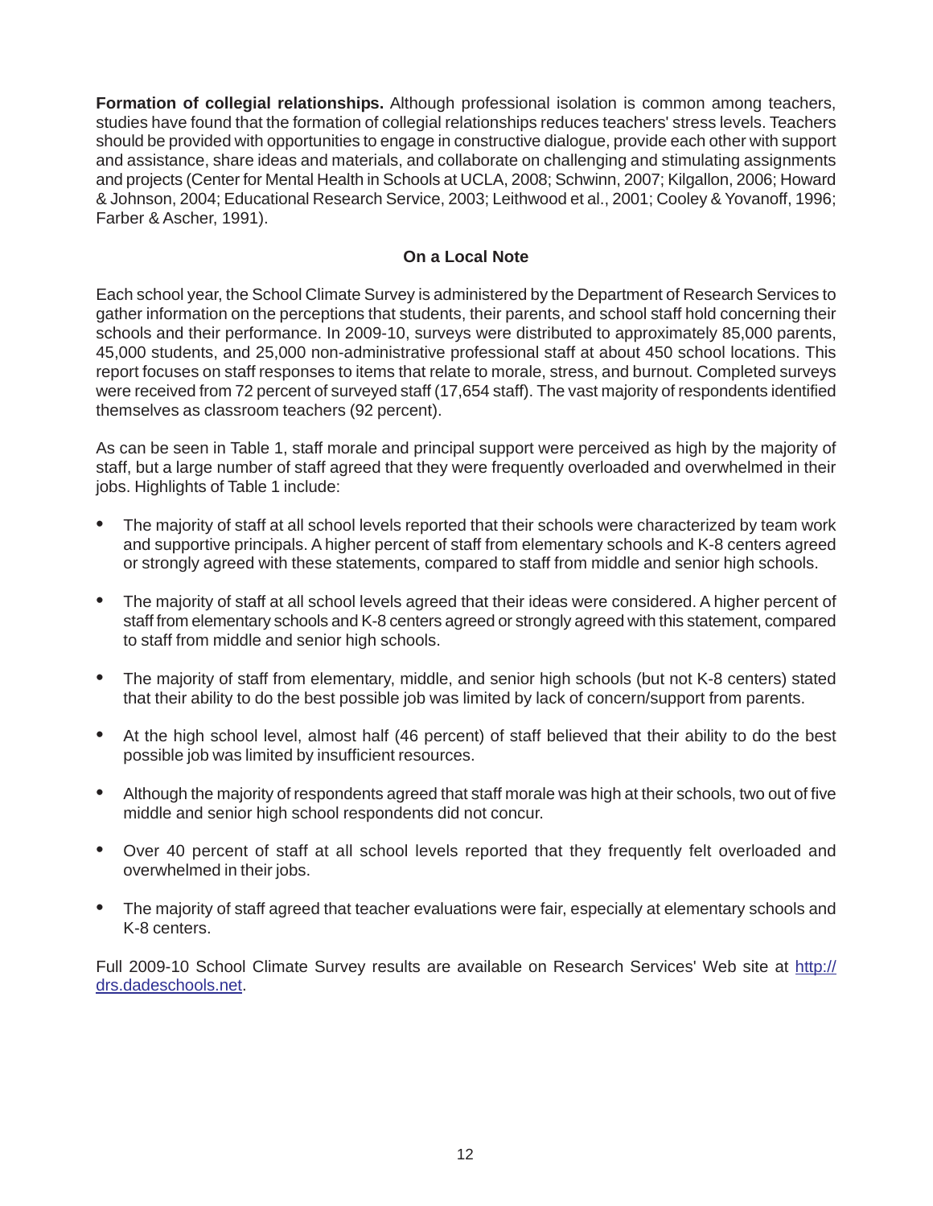**Formation of collegial relationships.** Although professional isolation is common among teachers, studies have found that the formation of collegial relationships reduces teachers' stress levels. Teachers should be provided with opportunities to engage in constructive dialogue, provide each other with support and assistance, share ideas and materials, and collaborate on challenging and stimulating assignments and projects (Center for Mental Health in Schools at UCLA, 2008; Schwinn, 2007; Kilgallon, 2006; Howard & Johnson, 2004; Educational Research Service, 2003; Leithwood et al., 2001; Cooley & Yovanoff, 1996; Farber & Ascher, 1991).

## On a Local Note

Each school year, the School Climate Survey is administered by the Department of Research Services to gather information on the perceptions that students, their parents, and school staff hold concerning their schools and their performance. In 2009-10, surveys were distributed to approximately 85,000 parents, 45,000 students, and 25,000 non-administrative professional staff at about 450 school locations. This report focuses on staff responses to items that relate to morale, stress, and burnout. Completed surveys were received from 72 percent of surveyed staff (17,654 staff). The vast majority of respondents identified themselves as classroom teachers (92 percent).

As can be seen in Table 1, staff morale and principal support were perceived as high by the majority of staff, but a large number of staff agreed that they were frequently overloaded and overwhelmed in their jobs. Highlights of Table 1 include:

- The majority of staff at all school levels reported that their schools were characterized by team work and supportive principals. A higher percent of staff from elementary schools and K-8 centers agreed or strongly agreed with these statements, compared to staff from middle and senior high schools.
- The majority of staff at all school levels agreed that their ideas were considered. A higher percent of staff from elementary schools and K-8 centers agreed or strongly agreed with this statement, compared to staff from middle and senior high schools.
- The majority of staff from elementary, middle, and senior high schools (but not K-8 centers) stated that their ability to do the best possible job was limited by lack of concern/support from parents.
- At the high school level, almost half (46 percent) of staff believed that their ability to do the best possible job was limited by insufficient resources.
- Although the majority of respondents agreed that staff morale was high at their schools, two out of five middle and senior high school respondents did not concur.
- Over 40 percent of staff at all school levels reported that they frequently felt overloaded and overwhelmed in their jobs.
- The majority of staff agreed that teacher evaluations were fair, especially at elementary schools and K-8 centers.

Full 2009-10 School Climate Survey results are available on Research Services' Web site at http://drs.dadeschools.net.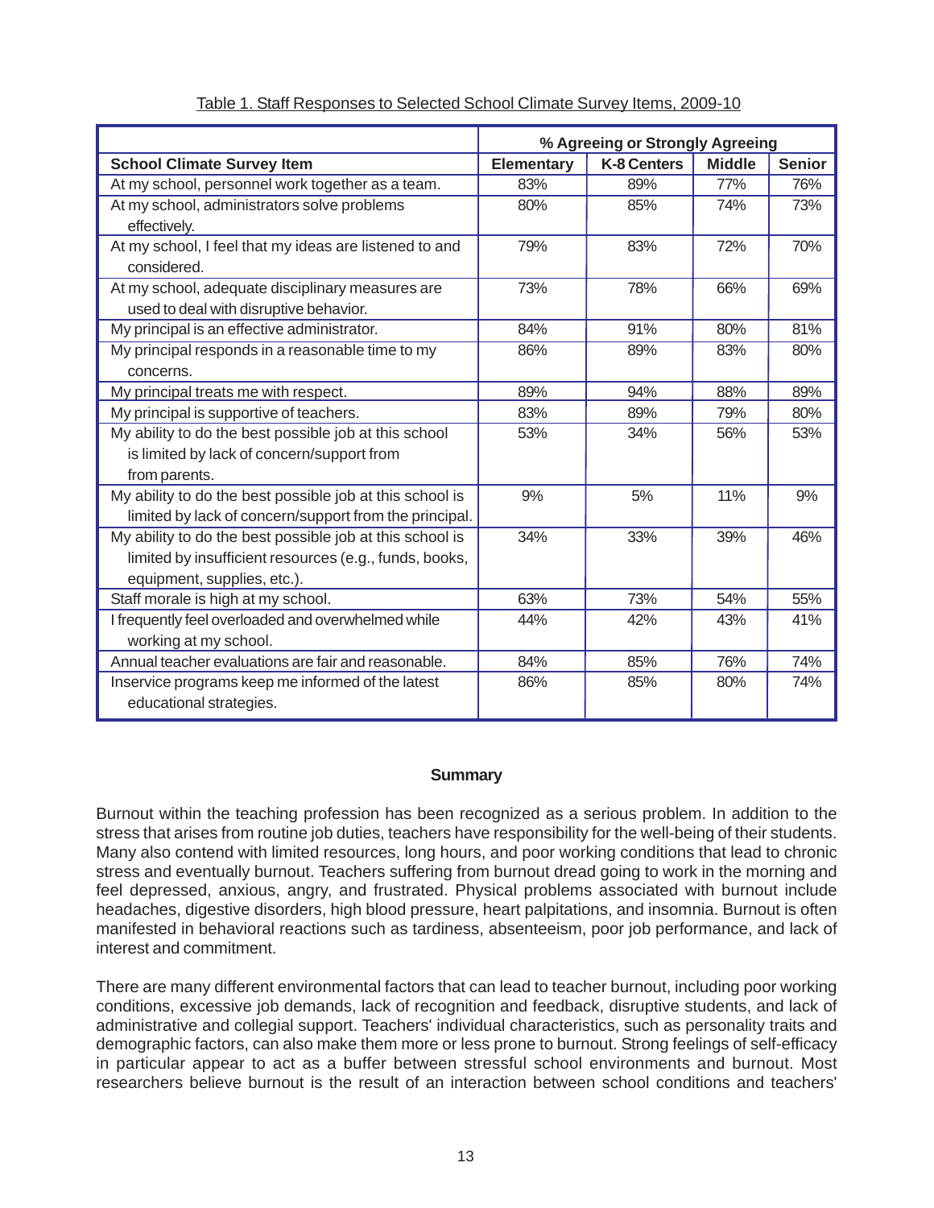Table 1. Staff Responses to Selected School Climate Survey Items, 2009-10

| | % Agreeing or Strongly Agreeing | | | |
|---|---|---|---|---|
| **School Climate Survey Item** | **Elementary** | **K-8 Centers** | **Middle** | **Senior** |
| At my school, personnel work together as a team. | 83% | 89% | 77% | 76% |
| At my school, administrators solve problems effectively. | 80% | 85% | 74% | 73% |
| At my school, I feel that my ideas are listened to and considered. | 79% | 83% | 72% | 70% |
| At my school, adequate disciplinary measures are used to deal with disruptive behavior. | 73% | 78% | 66% | 69% |
| My principal is an effective administrator. | 84% | 91% | 80% | 81% |
| My principal responds in a reasonable time to my concerns. | 86% | 89% | 83% | 80% |
| My principal treats me with respect. | 89% | 94% | 88% | 89% |
| My principal is supportive of teachers. | 83% | 89% | 79% | 80% |
| My ability to do the best possible job at this school is limited by lack of concern/support from from parents. | 53% | 34% | 56% | 53% |
| My ability to do the best possible job at this school is limited by lack of concern/support from the principal. | 9% | 5% | 11% | 9% |
| My ability to do the best possible job at this school is limited by insufficient resources (e.g., funds, books, equipment, supplies, etc.). | 34% | 33% | 39% | 46% |
| Staff morale is high at my school. | 63% | 73% | 54% | 55% |
| I frequently feel overloaded and overwhelmed while working at my school. | 44% | 42% | 43% | 41% |
| Annual teacher evaluations are fair and reasonable. | 84% | 85% | 76% | 74% |
| Inservice programs keep me informed of the latest educational strategies. | 86% | 85% | 80% | 74% |

## Summary

Burnout within the teaching profession has been recognized as a serious problem. In addition to the stress that arises from routine job duties, teachers have responsibility for the well-being of their students. Many also contend with limited resources, long hours, and poor working conditions that lead to chronic stress and eventually burnout. Teachers suffering from burnout dread going to work in the morning and feel depressed, anxious, angry, and frustrated. Physical problems associated with burnout include headaches, digestive disorders, high blood pressure, heart palpitations, and insomnia. Burnout is often manifested in behavioral reactions such as tardiness, absenteeism, poor job performance, and lack of interest and commitment.

There are many different environmental factors that can lead to teacher burnout, including poor working conditions, excessive job demands, lack of recognition and feedback, disruptive students, and lack of administrative and collegial support. Teachers' individual characteristics, such as personality traits and demographic factors, can also make them more or less prone to burnout. Strong feelings of self-efficacy in particular appear to act as a buffer between stressful school environments and burnout. Most researchers believe burnout is the result of an interaction between school conditions and teachers'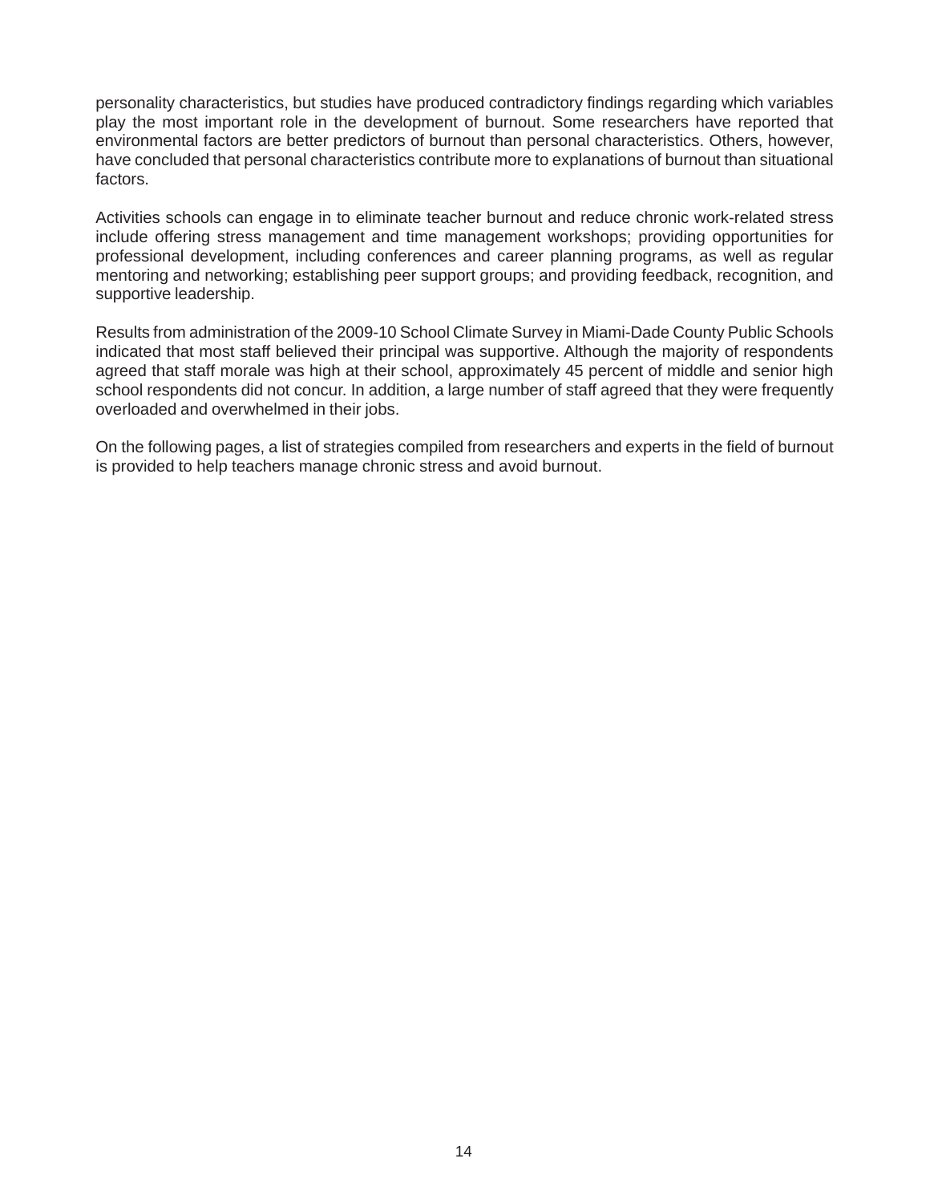personality characteristics, but studies have produced contradictory findings regarding which variables play the most important role in the development of burnout. Some researchers have reported that environmental factors are better predictors of burnout than personal characteristics. Others, however, have concluded that personal characteristics contribute more to explanations of burnout than situational factors.

Activities schools can engage in to eliminate teacher burnout and reduce chronic work-related stress include offering stress management and time management workshops; providing opportunities for professional development, including conferences and career planning programs, as well as regular mentoring and networking; establishing peer support groups; and providing feedback, recognition, and supportive leadership.

Results from administration of the 2009-10 School Climate Survey in Miami-Dade County Public Schools indicated that most staff believed their principal was supportive. Although the majority of respondents agreed that staff morale was high at their school, approximately 45 percent of middle and senior high school respondents did not concur. In addition, a large number of staff agreed that they were frequently overloaded and overwhelmed in their jobs.

On the following pages, a list of strategies compiled from researchers and experts in the field of burnout is provided to help teachers manage chronic stress and avoid burnout.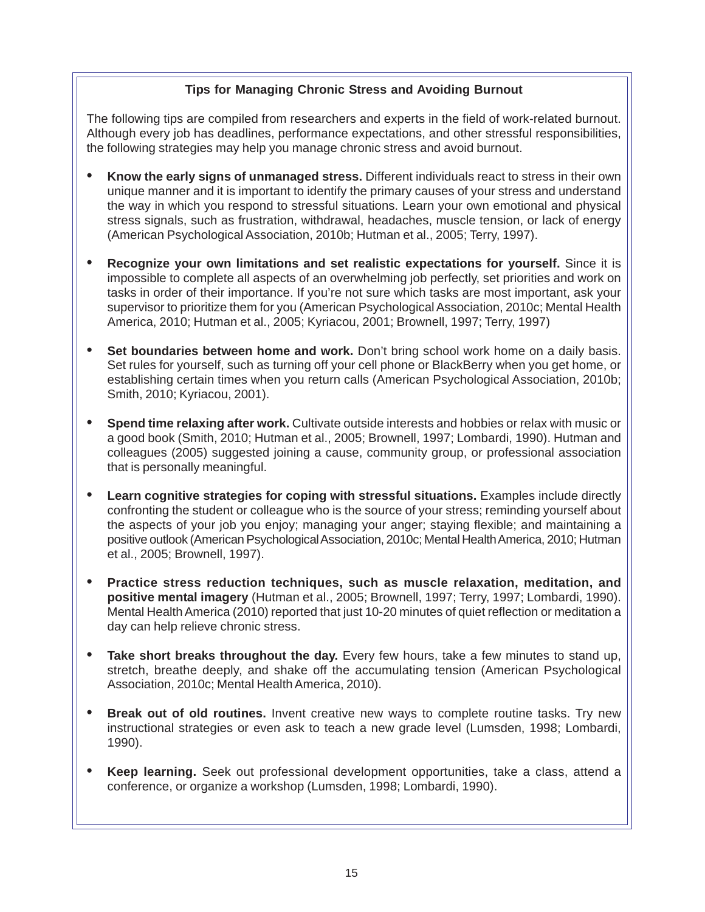### Tips for Managing Chronic Stress and Avoiding Burnout

The following tips are compiled from researchers and experts in the field of work-related burnout. Although every job has deadlines, performance expectations, and other stressful responsibilities, the following strategies may help you manage chronic stress and avoid burnout.

- **Know the early signs of unmanaged stress.** Different individuals react to stress in their own unique manner and it is important to identify the primary causes of your stress and understand the way in which you respond to stressful situations. Learn your own emotional and physical stress signals, such as frustration, withdrawal, headaches, muscle tension, or lack of energy (American Psychological Association, 2010b; Hutman et al., 2005; Terry, 1997).

- **Recognize your own limitations and set realistic expectations for yourself.** Since it is impossible to complete all aspects of an overwhelming job perfectly, set priorities and work on tasks in order of their importance. If you're not sure which tasks are most important, ask your supervisor to prioritize them for you (American Psychological Association, 2010c; Mental Health America, 2010; Hutman et al., 2005; Kyriacou, 2001; Brownell, 1997; Terry, 1997)

- **Set boundaries between home and work.** Don't bring school work home on a daily basis. Set rules for yourself, such as turning off your cell phone or BlackBerry when you get home, or establishing certain times when you return calls (American Psychological Association, 2010b; Smith, 2010; Kyriacou, 2001).

- **Spend time relaxing after work.** Cultivate outside interests and hobbies or relax with music or a good book (Smith, 2010; Hutman et al., 2005; Brownell, 1997; Lombardi, 1990). Hutman and colleagues (2005) suggested joining a cause, community group, or professional association that is personally meaningful.

- **Learn cognitive strategies for coping with stressful situations.** Examples include directly confronting the student or colleague who is the source of your stress; reminding yourself about the aspects of your job you enjoy; managing your anger; staying flexible; and maintaining a positive outlook (American Psychological Association, 2010c; Mental Health America, 2010; Hutman et al., 2005; Brownell, 1997).

- **Practice stress reduction techniques, such as muscle relaxation, meditation, and positive mental imagery** (Hutman et al., 2005; Brownell, 1997; Terry, 1997; Lombardi, 1990). Mental Health America (2010) reported that just 10-20 minutes of quiet reflection or meditation a day can help relieve chronic stress.

- **Take short breaks throughout the day.** Every few hours, take a few minutes to stand up, stretch, breathe deeply, and shake off the accumulating tension (American Psychological Association, 2010c; Mental Health America, 2010).

- **Break out of old routines.** Invent creative new ways to complete routine tasks. Try new instructional strategies or even ask to teach a new grade level (Lumsden, 1998; Lombardi, 1990).

- **Keep learning.** Seek out professional development opportunities, take a class, attend a conference, or organize a workshop (Lumsden, 1998; Lombardi, 1990).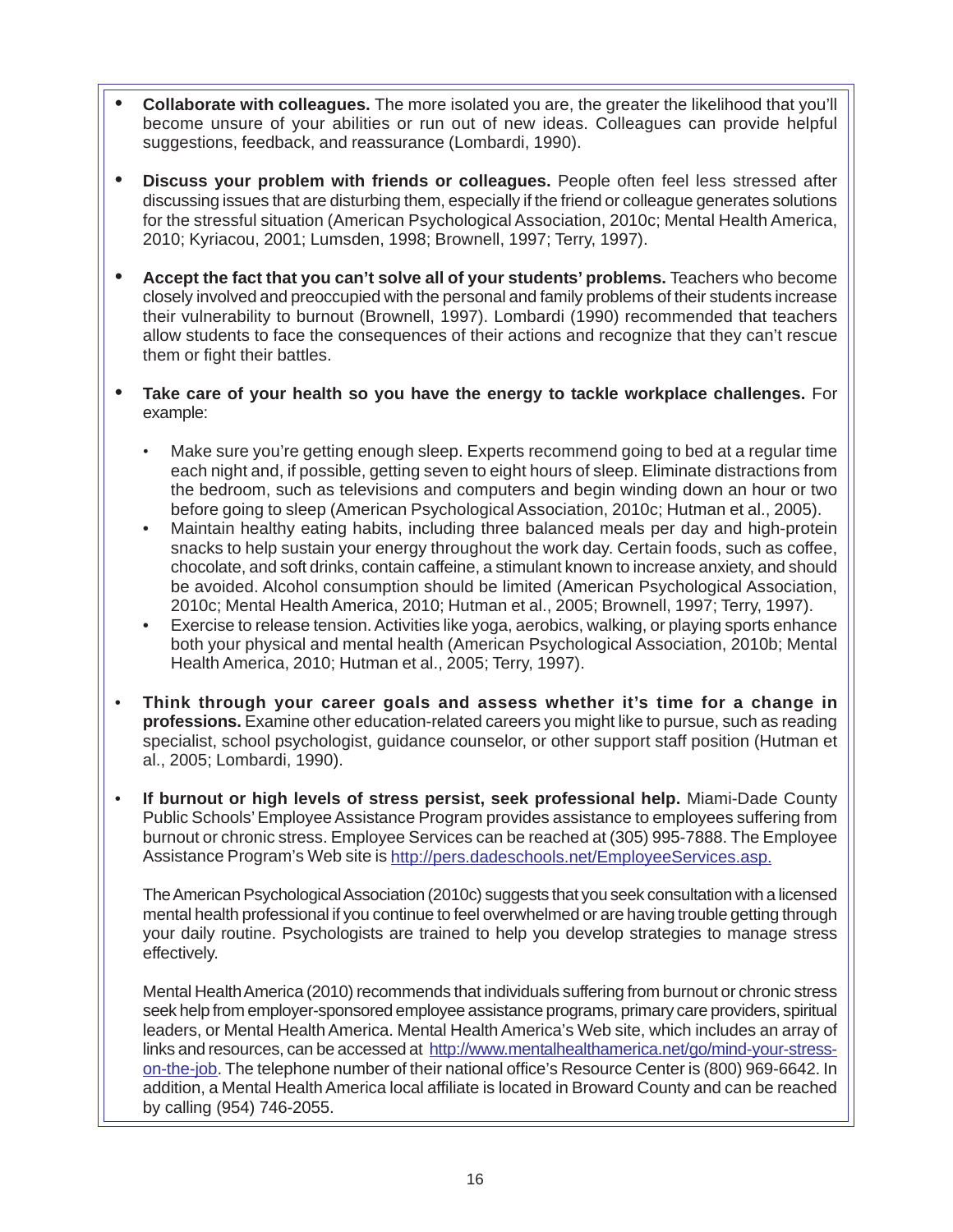- **Collaborate with colleagues.** The more isolated you are, the greater the likelihood that you'll become unsure of your abilities or run out of new ideas. Colleagues can provide helpful suggestions, feedback, and reassurance (Lombardi, 1990).

- **Discuss your problem with friends or colleagues.** People often feel less stressed after discussing issues that are disturbing them, especially if the friend or colleague generates solutions for the stressful situation (American Psychological Association, 2010c; Mental Health America, 2010; Kyriacou, 2001; Lumsden, 1998; Brownell, 1997; Terry, 1997).

- **Accept the fact that you can't solve all of your students' problems.** Teachers who become closely involved and preoccupied with the personal and family problems of their students increase their vulnerability to burnout (Brownell, 1997). Lombardi (1990) recommended that teachers allow students to face the consequences of their actions and recognize that they can't rescue them or fight their battles.

- **Take care of your health so you have the energy to tackle workplace challenges.** For example:

  - Make sure you're getting enough sleep. Experts recommend going to bed at a regular time each night and, if possible, getting seven to eight hours of sleep. Eliminate distractions from the bedroom, such as televisions and computers and begin winding down an hour or two before going to sleep (American Psychological Association, 2010c; Hutman et al., 2005).
  - Maintain healthy eating habits, including three balanced meals per day and high-protein snacks to help sustain your energy throughout the work day. Certain foods, such as coffee, chocolate, and soft drinks, contain caffeine, a stimulant known to increase anxiety, and should be avoided. Alcohol consumption should be limited (American Psychological Association, 2010c; Mental Health America, 2010; Hutman et al., 2005; Brownell, 1997; Terry, 1997).
  - Exercise to release tension. Activities like yoga, aerobics, walking, or playing sports enhance both your physical and mental health (American Psychological Association, 2010b; Mental Health America, 2010; Hutman et al., 2005; Terry, 1997).

- **Think through your career goals and assess whether it's time for a change in professions.** Examine other education-related careers you might like to pursue, such as reading specialist, school psychologist, guidance counselor, or other support staff position (Hutman et al., 2005; Lombardi, 1990).

- **If burnout or high levels of stress persist, seek professional help.** Miami-Dade County Public Schools' Employee Assistance Program provides assistance to employees suffering from burnout or chronic stress. Employee Services can be reached at (305) 995-7888. The Employee Assistance Program's Web site is http://pers.dadeschools.net/EmployeeServices.asp.

  The American Psychological Association (2010c) suggests that you seek consultation with a licensed mental health professional if you continue to feel overwhelmed or are having trouble getting through your daily routine. Psychologists are trained to help you develop strategies to manage stress effectively.

  Mental Health America (2010) recommends that individuals suffering from burnout or chronic stress seek help from employer-sponsored employee assistance programs, primary care providers, spiritual leaders, or Mental Health America. Mental Health America's Web site, which includes an array of links and resources, can be accessed at http://www.mentalhealthamerica.net/go/mind-your-stress-on-the-job. The telephone number of their national office's Resource Center is (800) 969-6642. In addition, a Mental Health America local affiliate is located in Broward County and can be reached by calling (954) 746-2055.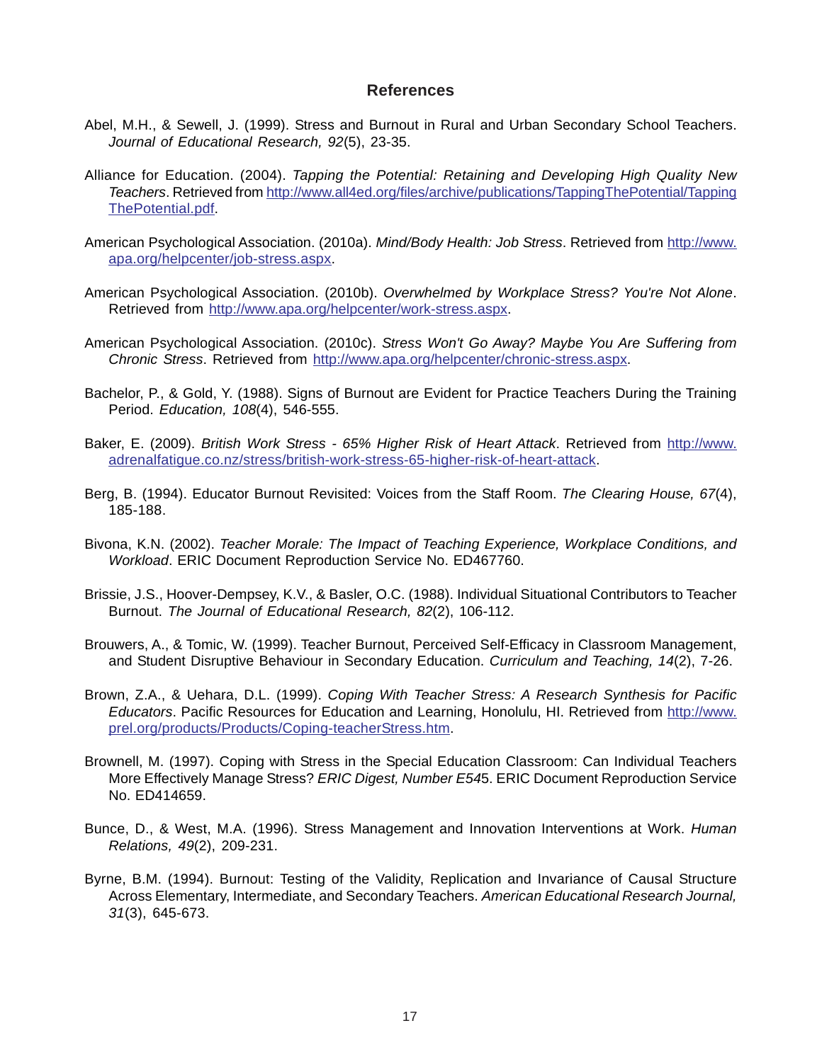## References

Abel, M.H., & Sewell, J. (1999). Stress and Burnout in Rural and Urban Secondary School Teachers. *Journal of Educational Research, 92*(5), 23-35.

Alliance for Education. (2004). *Tapping the Potential: Retaining and Developing High Quality New Teachers*. Retrieved from http://www.all4ed.org/files/archive/publications/TappingThePotential/TappingThePotential.pdf.

American Psychological Association. (2010a). *Mind/Body Health: Job Stress*. Retrieved from http://www.apa.org/helpcenter/job-stress.aspx.

American Psychological Association. (2010b). *Overwhelmed by Workplace Stress? You're Not Alone*. Retrieved from http://www.apa.org/helpcenter/work-stress.aspx.

American Psychological Association. (2010c). *Stress Won't Go Away? Maybe You Are Suffering from Chronic Stress*. Retrieved from http://www.apa.org/helpcenter/chronic-stress.aspx.

Bachelor, P., & Gold, Y. (1988). Signs of Burnout are Evident for Practice Teachers During the Training Period. *Education, 108*(4), 546-555.

Baker, E. (2009). *British Work Stress - 65% Higher Risk of Heart Attack*. Retrieved from http://www.adrenalfatigue.co.nz/stress/british-work-stress-65-higher-risk-of-heart-attack.

Berg, B. (1994). Educator Burnout Revisited: Voices from the Staff Room. *The Clearing House, 67*(4), 185-188.

Bivona, K.N. (2002). *Teacher Morale: The Impact of Teaching Experience, Workplace Conditions, and Workload*. ERIC Document Reproduction Service No. ED467760.

Brissie, J.S., Hoover-Dempsey, K.V., & Basler, O.C. (1988). Individual Situational Contributors to Teacher Burnout. *The Journal of Educational Research, 82*(2), 106-112.

Brouwers, A., & Tomic, W. (1999). Teacher Burnout, Perceived Self-Efficacy in Classroom Management, and Student Disruptive Behaviour in Secondary Education. *Curriculum and Teaching, 14*(2), 7-26.

Brown, Z.A., & Uehara, D.L. (1999). *Coping With Teacher Stress: A Research Synthesis for Pacific Educators*. Pacific Resources for Education and Learning, Honolulu, HI. Retrieved from http://www.prel.org/products/Products/Coping-teacherStress.htm.

Brownell, M. (1997). Coping with Stress in the Special Education Classroom: Can Individual Teachers More Effectively Manage Stress? *ERIC Digest, Number E54*5. ERIC Document Reproduction Service No. ED414659.

Bunce, D., & West, M.A. (1996). Stress Management and Innovation Interventions at Work. *Human Relations, 49*(2), 209-231.

Byrne, B.M. (1994). Burnout: Testing of the Validity, Replication and Invariance of Causal Structure Across Elementary, Intermediate, and Secondary Teachers. *American Educational Research Journal, 31*(3), 645-673.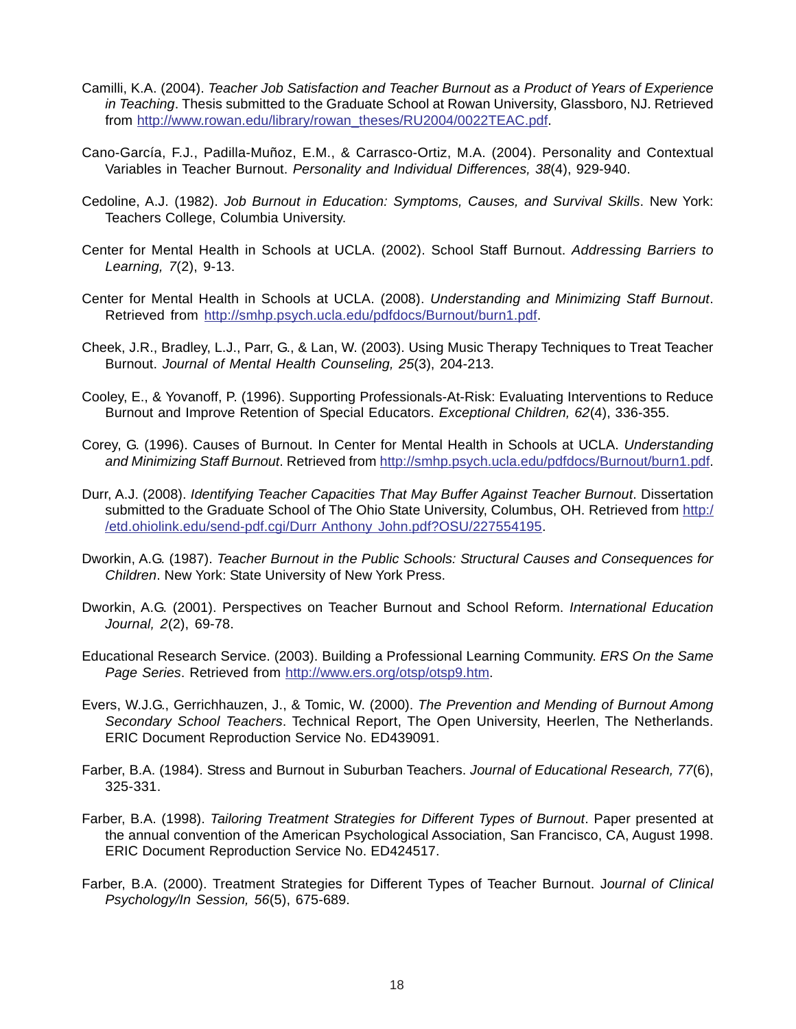Camilli, K.A. (2004). *Teacher Job Satisfaction and Teacher Burnout as a Product of Years of Experience in Teaching*. Thesis submitted to the Graduate School at Rowan University, Glassboro, NJ. Retrieved from http://www.rowan.edu/library/rowan_theses/RU2004/0022TEAC.pdf.

Cano-García, F.J., Padilla-Muñoz, E.M., & Carrasco-Ortiz, M.A. (2004). Personality and Contextual Variables in Teacher Burnout. *Personality and Individual Differences, 38*(4), 929-940.

Cedoline, A.J. (1982). *Job Burnout in Education: Symptoms, Causes, and Survival Skills*. New York: Teachers College, Columbia University.

Center for Mental Health in Schools at UCLA. (2002). School Staff Burnout. *Addressing Barriers to Learning, 7*(2), 9-13.

Center for Mental Health in Schools at UCLA. (2008). *Understanding and Minimizing Staff Burnout*. Retrieved from http://smhp.psych.ucla.edu/pdfdocs/Burnout/burn1.pdf.

Cheek, J.R., Bradley, L.J., Parr, G., & Lan, W. (2003). Using Music Therapy Techniques to Treat Teacher Burnout. *Journal of Mental Health Counseling, 25*(3), 204-213.

Cooley, E., & Yovanoff, P. (1996). Supporting Professionals-At-Risk: Evaluating Interventions to Reduce Burnout and Improve Retention of Special Educators. *Exceptional Children, 62*(4), 336-355.

Corey, G. (1996). Causes of Burnout. In Center for Mental Health in Schools at UCLA. *Understanding and Minimizing Staff Burnout*. Retrieved from http://smhp.psych.ucla.edu/pdfdocs/Burnout/burn1.pdf.

Durr, A.J. (2008). *Identifying Teacher Capacities That May Buffer Against Teacher Burnout*. Dissertation submitted to the Graduate School of The Ohio State University, Columbus, OH. Retrieved from http://etd.ohiolink.edu/send-pdf.cgi/Durr_Anthony_John.pdf?OSU/227554195.

Dworkin, A.G. (1987). *Teacher Burnout in the Public Schools: Structural Causes and Consequences for Children*. New York: State University of New York Press.

Dworkin, A.G. (2001). Perspectives on Teacher Burnout and School Reform. *International Education Journal, 2*(2), 69-78.

Educational Research Service. (2003). Building a Professional Learning Community. *ERS On the Same Page Series*. Retrieved from http://www.ers.org/otsp/otsp9.htm.

Evers, W.J.G., Gerrichhauzen, J., & Tomic, W. (2000). *The Prevention and Mending of Burnout Among Secondary School Teachers*. Technical Report, The Open University, Heerlen, The Netherlands. ERIC Document Reproduction Service No. ED439091.

Farber, B.A. (1984). Stress and Burnout in Suburban Teachers. *Journal of Educational Research, 77*(6), 325-331.

Farber, B.A. (1998). *Tailoring Treatment Strategies for Different Types of Burnout*. Paper presented at the annual convention of the American Psychological Association, San Francisco, CA, August 1998. ERIC Document Reproduction Service No. ED424517.

Farber, B.A. (2000). Treatment Strategies for Different Types of Teacher Burnout. *Journal of Clinical Psychology/In Session, 56*(5), 675-689.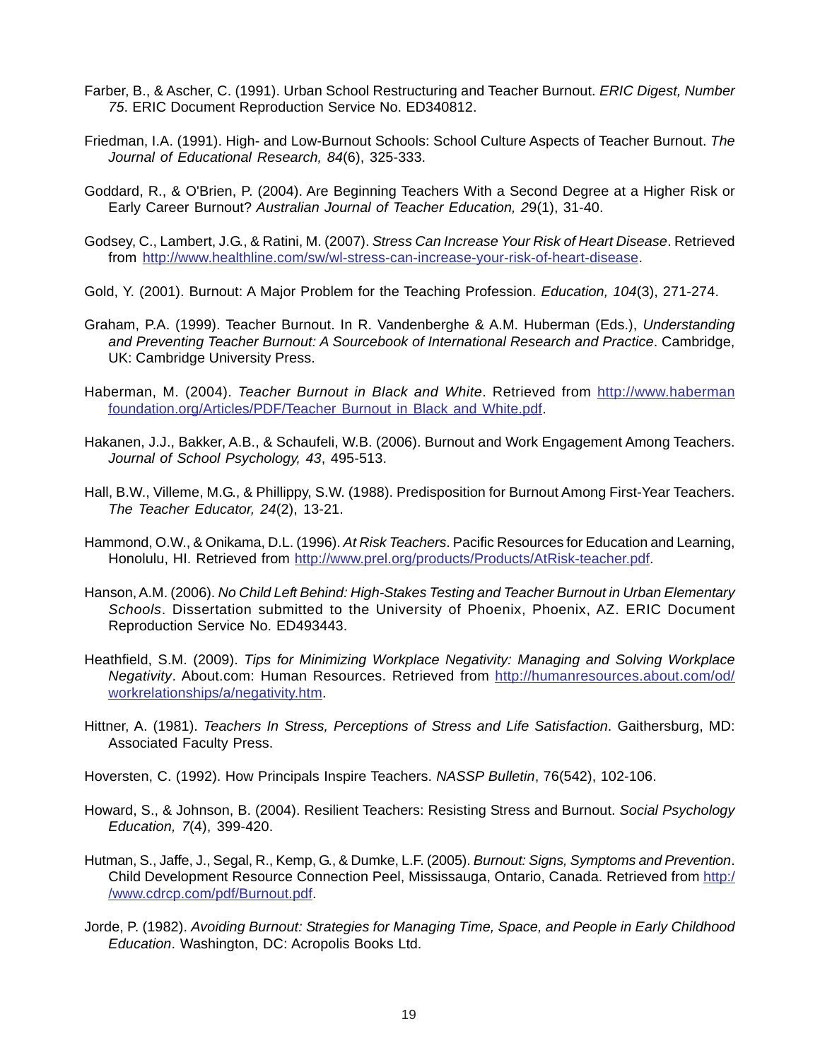Farber, B., & Ascher, C. (1991). Urban School Restructuring and Teacher Burnout. *ERIC Digest, Number 75*. ERIC Document Reproduction Service No. ED340812.

Friedman, I.A. (1991). High- and Low-Burnout Schools: School Culture Aspects of Teacher Burnout. *The Journal of Educational Research, 84*(6), 325-333.

Goddard, R., & O'Brien, P. (2004). Are Beginning Teachers With a Second Degree at a Higher Risk or Early Career Burnout? *Australian Journal of Teacher Education, 2*9(1), 31-40.

Godsey, C., Lambert, J.G., & Ratini, M. (2007). *Stress Can Increase Your Risk of Heart Disease*. Retrieved from http://www.healthline.com/sw/wl-stress-can-increase-your-risk-of-heart-disease.

Gold, Y. (2001). Burnout: A Major Problem for the Teaching Profession. *Education, 104*(3), 271-274.

Graham, P.A. (1999). Teacher Burnout. In R. Vandenberghe & A.M. Huberman (Eds.), *Understanding and Preventing Teacher Burnout: A Sourcebook of International Research and Practice*. Cambridge, UK: Cambridge University Press.

Haberman, M. (2004). *Teacher Burnout in Black and White*. Retrieved from http://www.habermanfoundation.org/Articles/PDF/Teacher Burnout in Black and White.pdf.

Hakanen, J.J., Bakker, A.B., & Schaufeli, W.B. (2006). Burnout and Work Engagement Among Teachers. *Journal of School Psychology, 43*, 495-513.

Hall, B.W., Villeme, M.G., & Phillippy, S.W. (1988). Predisposition for Burnout Among First-Year Teachers. *The Teacher Educator, 24*(2), 13-21.

Hammond, O.W., & Onikama, D.L. (1996). *At Risk Teachers*. Pacific Resources for Education and Learning, Honolulu, HI. Retrieved from http://www.prel.org/products/Products/AtRisk-teacher.pdf.

Hanson, A.M. (2006). *No Child Left Behind: High-Stakes Testing and Teacher Burnout in Urban Elementary Schools*. Dissertation submitted to the University of Phoenix, Phoenix, AZ. ERIC Document Reproduction Service No. ED493443.

Heathfield, S.M. (2009). *Tips for Minimizing Workplace Negativity: Managing and Solving Workplace Negativity*. About.com: Human Resources. Retrieved from http://humanresources.about.com/od/workrelationships/a/negativity.htm.

Hittner, A. (1981). *Teachers In Stress, Perceptions of Stress and Life Satisfaction*. Gaithersburg, MD: Associated Faculty Press.

Hoversten, C. (1992). How Principals Inspire Teachers. *NASSP Bulletin*, 76(542), 102-106.

Howard, S., & Johnson, B. (2004). Resilient Teachers: Resisting Stress and Burnout. *Social Psychology Education, 7*(4), 399-420.

Hutman, S., Jaffe, J., Segal, R., Kemp, G., & Dumke, L.F. (2005). *Burnout: Signs, Symptoms and Prevention*. Child Development Resource Connection Peel, Mississauga, Ontario, Canada. Retrieved from http://www.cdrcp.com/pdf/Burnout.pdf.

Jorde, P. (1982). *Avoiding Burnout: Strategies for Managing Time, Space, and People in Early Childhood Education*. Washington, DC: Acropolis Books Ltd.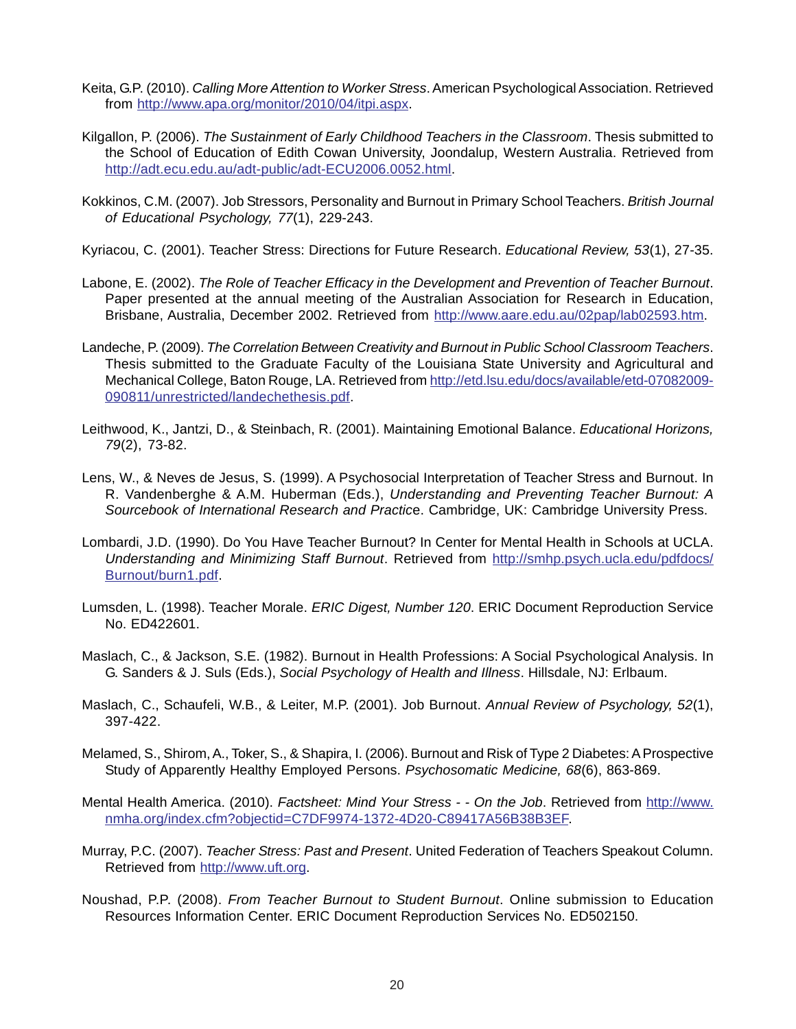Keita, G.P. (2010). *Calling More Attention to Worker Stress*. American Psychological Association. Retrieved from http://www.apa.org/monitor/2010/04/itpi.aspx.

Kilgallon, P. (2006). *The Sustainment of Early Childhood Teachers in the Classroom*. Thesis submitted to the School of Education of Edith Cowan University, Joondalup, Western Australia. Retrieved from http://adt.ecu.edu.au/adt-public/adt-ECU2006.0052.html.

Kokkinos, C.M. (2007). Job Stressors, Personality and Burnout in Primary School Teachers. *British Journal of Educational Psychology, 77*(1), 229-243.

Kyriacou, C. (2001). Teacher Stress: Directions for Future Research. *Educational Review, 53*(1), 27-35.

Labone, E. (2002). *The Role of Teacher Efficacy in the Development and Prevention of Teacher Burnout*. Paper presented at the annual meeting of the Australian Association for Research in Education, Brisbane, Australia, December 2002. Retrieved from http://www.aare.edu.au/02pap/lab02593.htm.

Landeche, P. (2009). *The Correlation Between Creativity and Burnout in Public School Classroom Teachers*. Thesis submitted to the Graduate Faculty of the Louisiana State University and Agricultural and Mechanical College, Baton Rouge, LA. Retrieved from http://etd.lsu.edu/docs/available/etd-07082009-090811/unrestricted/landechethesis.pdf.

Leithwood, K., Jantzi, D., & Steinbach, R. (2001). Maintaining Emotional Balance. *Educational Horizons, 79*(2), 73-82.

Lens, W., & Neves de Jesus, S. (1999). A Psychosocial Interpretation of Teacher Stress and Burnout. In R. Vandenberghe & A.M. Huberman (Eds.), *Understanding and Preventing Teacher Burnout: A Sourcebook of International Research and Practice*. Cambridge, UK: Cambridge University Press.

Lombardi, J.D. (1990). Do You Have Teacher Burnout? In Center for Mental Health in Schools at UCLA. *Understanding and Minimizing Staff Burnout*. Retrieved from http://smhp.psych.ucla.edu/pdfdocs/Burnout/burn1.pdf.

Lumsden, L. (1998). Teacher Morale. *ERIC Digest, Number 120*. ERIC Document Reproduction Service No. ED422601.

Maslach, C., & Jackson, S.E. (1982). Burnout in Health Professions: A Social Psychological Analysis. In G. Sanders & J. Suls (Eds.), *Social Psychology of Health and Illness*. Hillsdale, NJ: Erlbaum.

Maslach, C., Schaufeli, W.B., & Leiter, M.P. (2001). Job Burnout. *Annual Review of Psychology, 52*(1), 397-422.

Melamed, S., Shirom, A., Toker, S., & Shapira, I. (2006). Burnout and Risk of Type 2 Diabetes: A Prospective Study of Apparently Healthy Employed Persons. *Psychosomatic Medicine, 68*(6), 863-869.

Mental Health America. (2010). *Factsheet: Mind Your Stress - - On the Job*. Retrieved from http://www.nmha.org/index.cfm?objectid=C7DF9974-1372-4D20-C89417A56B38B3EF.

Murray, P.C. (2007). *Teacher Stress: Past and Present*. United Federation of Teachers Speakout Column. Retrieved from http://www.uft.org.

Noushad, P.P. (2008). *From Teacher Burnout to Student Burnout*. Online submission to Education Resources Information Center. ERIC Document Reproduction Services No. ED502150.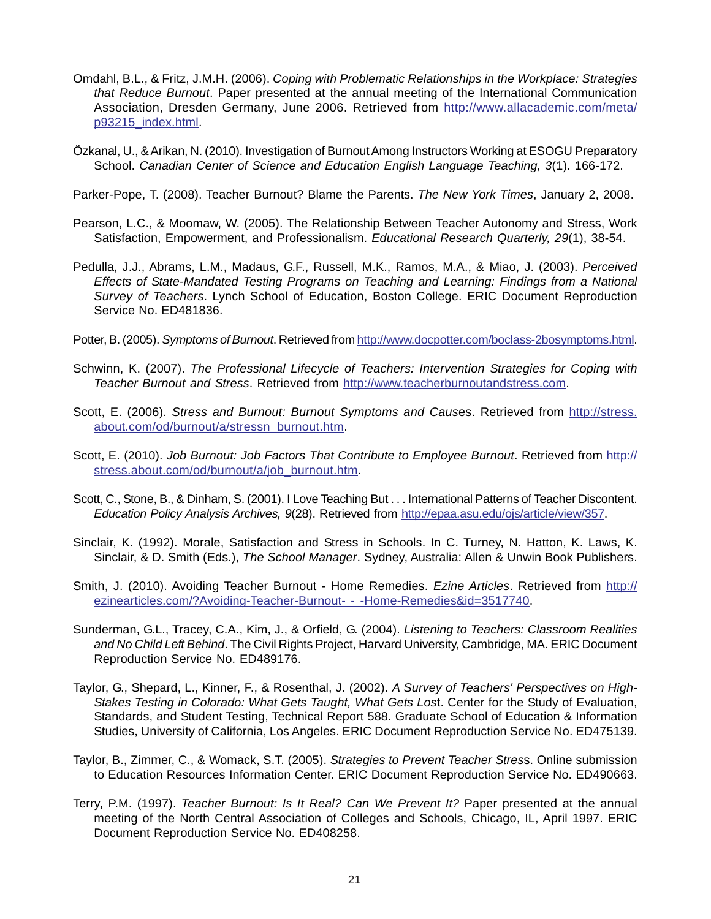Omdahl, B.L., & Fritz, J.M.H. (2006). *Coping with Problematic Relationships in the Workplace: Strategies that Reduce Burnout*. Paper presented at the annual meeting of the International Communication Association, Dresden Germany, June 2006. Retrieved from http://www.allacademic.com/meta/p93215_index.html.

Özkanal, U., & Arikan, N. (2010). Investigation of Burnout Among Instructors Working at ESOGU Preparatory School. *Canadian Center of Science and Education English Language Teaching, 3*(1). 166-172.

Parker-Pope, T. (2008). Teacher Burnout? Blame the Parents. *The New York Times*, January 2, 2008.

Pearson, L.C., & Moomaw, W. (2005). The Relationship Between Teacher Autonomy and Stress, Work Satisfaction, Empowerment, and Professionalism. *Educational Research Quarterly, 29*(1), 38-54.

Pedulla, J.J., Abrams, L.M., Madaus, G.F., Russell, M.K., Ramos, M.A., & Miao, J. (2003). *Perceived Effects of State-Mandated Testing Programs on Teaching and Learning: Findings from a National Survey of Teachers*. Lynch School of Education, Boston College. ERIC Document Reproduction Service No. ED481836.

Potter, B. (2005). *Symptoms of Burnout*. Retrieved from http://www.docpotter.com/boclass-2bosymptoms.html.

Schwinn, K. (2007). *The Professional Lifecycle of Teachers: Intervention Strategies for Coping with Teacher Burnout and Stress*. Retrieved from http://www.teacherburnoutandstress.com.

Scott, E. (2006). *Stress and Burnout: Burnout Symptoms and Caus*es. Retrieved from http://stress.about.com/od/burnout/a/stressn_burnout.htm.

Scott, E. (2010). *Job Burnout: Job Factors That Contribute to Employee Burnout*. Retrieved from http://stress.about.com/od/burnout/a/job_burnout.htm.

Scott, C., Stone, B., & Dinham, S. (2001). I Love Teaching But . . . International Patterns of Teacher Discontent. *Education Policy Analysis Archives, 9*(28). Retrieved from http://epaa.asu.edu/ojs/article/view/357.

Sinclair, K. (1992). Morale, Satisfaction and Stress in Schools. In C. Turney, N. Hatton, K. Laws, K. Sinclair, & D. Smith (Eds.), *The School Manager*. Sydney, Australia: Allen & Unwin Book Publishers.

Smith, J. (2010). Avoiding Teacher Burnout - Home Remedies. *Ezine Articles*. Retrieved from http://ezinearticles.com/?Avoiding-Teacher-Burnout- - -Home-Remedies&id=3517740.

Sunderman, G.L., Tracey, C.A., Kim, J., & Orfield, G. (2004). *Listening to Teachers: Classroom Realities and No Child Left Behind*. The Civil Rights Project, Harvard University, Cambridge, MA. ERIC Document Reproduction Service No. ED489176.

Taylor, G., Shepard, L., Kinner, F., & Rosenthal, J. (2002). *A Survey of Teachers' Perspectives on High-Stakes Testing in Colorado: What Gets Taught, What Gets Los*t. Center for the Study of Evaluation, Standards, and Student Testing, Technical Report 588. Graduate School of Education & Information Studies, University of California, Los Angeles. ERIC Document Reproduction Service No. ED475139.

Taylor, B., Zimmer, C., & Womack, S.T. (2005). *Strategies to Prevent Teacher Stres*s. Online submission to Education Resources Information Center. ERIC Document Reproduction Service No. ED490663.

Terry, P.M. (1997). *Teacher Burnout: Is It Real? Can We Prevent It?* Paper presented at the annual meeting of the North Central Association of Colleges and Schools, Chicago, IL, April 1997. ERIC Document Reproduction Service No. ED408258.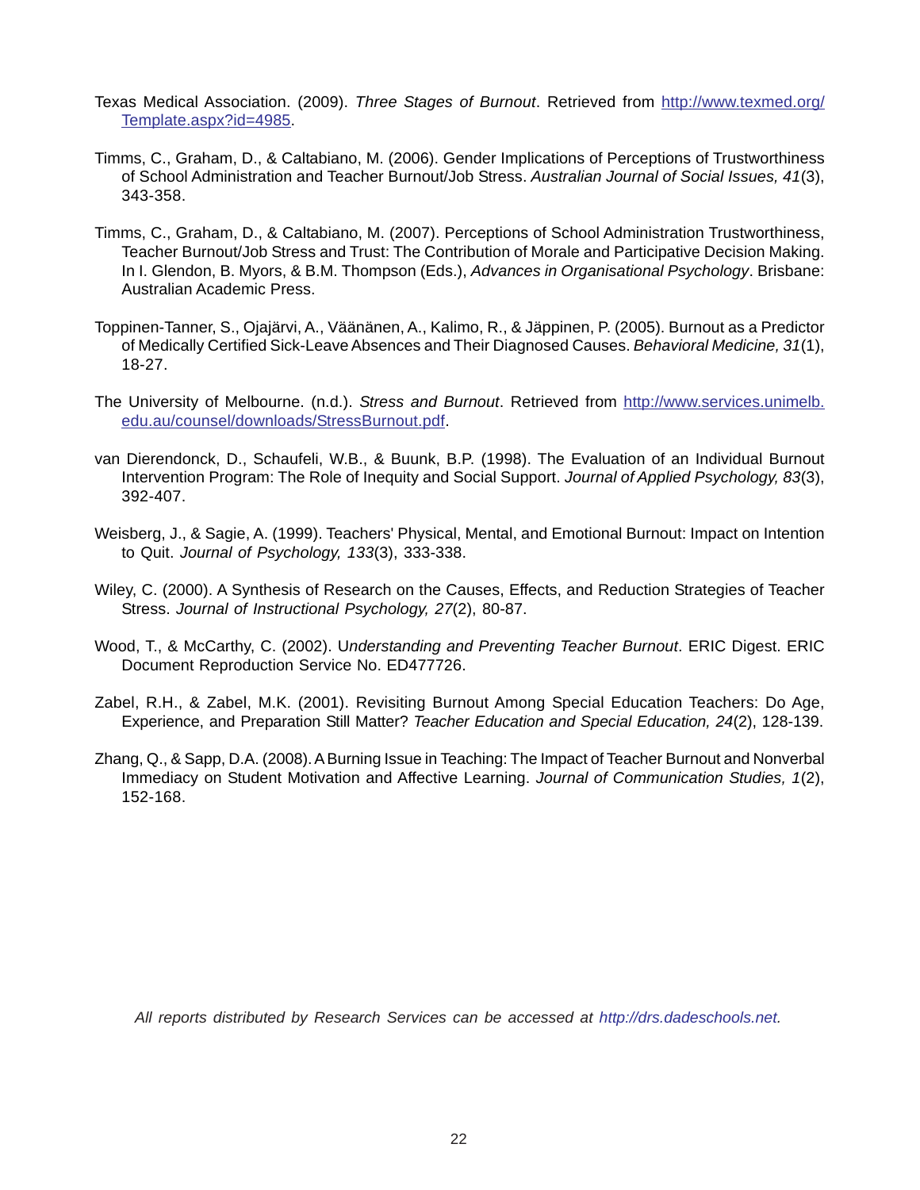Texas Medical Association. (2009). *Three Stages of Burnout*. Retrieved from http://www.texmed.org/Template.aspx?id=4985.

Timms, C., Graham, D., & Caltabiano, M. (2006). Gender Implications of Perceptions of Trustworthiness of School Administration and Teacher Burnout/Job Stress. *Australian Journal of Social Issues, 41*(3), 343-358.

Timms, C., Graham, D., & Caltabiano, M. (2007). Perceptions of School Administration Trustworthiness, Teacher Burnout/Job Stress and Trust: The Contribution of Morale and Participative Decision Making. In I. Glendon, B. Myors, & B.M. Thompson (Eds.), *Advances in Organisational Psychology*. Brisbane: Australian Academic Press.

Toppinen-Tanner, S., Ojajärvi, A., Väänänen, A., Kalimo, R., & Jäppinen, P. (2005). Burnout as a Predictor of Medically Certified Sick-Leave Absences and Their Diagnosed Causes. *Behavioral Medicine, 31*(1), 18-27.

The University of Melbourne. (n.d.). *Stress and Burnout*. Retrieved from http://www.services.unimelb.edu.au/counsel/downloads/StressBurnout.pdf.

van Dierendonck, D., Schaufeli, W.B., & Buunk, B.P. (1998). The Evaluation of an Individual Burnout Intervention Program: The Role of Inequity and Social Support. *Journal of Applied Psychology, 83*(3), 392-407.

Weisberg, J., & Sagie, A. (1999). Teachers' Physical, Mental, and Emotional Burnout: Impact on Intention to Quit. *Journal of Psychology, 133*(3), 333-338.

Wiley, C. (2000). A Synthesis of Research on the Causes, Effects, and Reduction Strategies of Teacher Stress. *Journal of Instructional Psychology, 27*(2), 80-87.

Wood, T., & McCarthy, C. (2002). U*nderstanding and Preventing Teacher Burnout*. ERIC Digest. ERIC Document Reproduction Service No. ED477726.

Zabel, R.H., & Zabel, M.K. (2001). Revisiting Burnout Among Special Education Teachers: Do Age, Experience, and Preparation Still Matter? *Teacher Education and Special Education, 24*(2), 128-139.

Zhang, Q., & Sapp, D.A. (2008). A Burning Issue in Teaching: The Impact of Teacher Burnout and Nonverbal Immediacy on Student Motivation and Affective Learning. *Journal of Communication Studies, 1*(2), 152-168.

*All reports distributed by Research Services can be accessed at http://drs.dadeschools.net.*